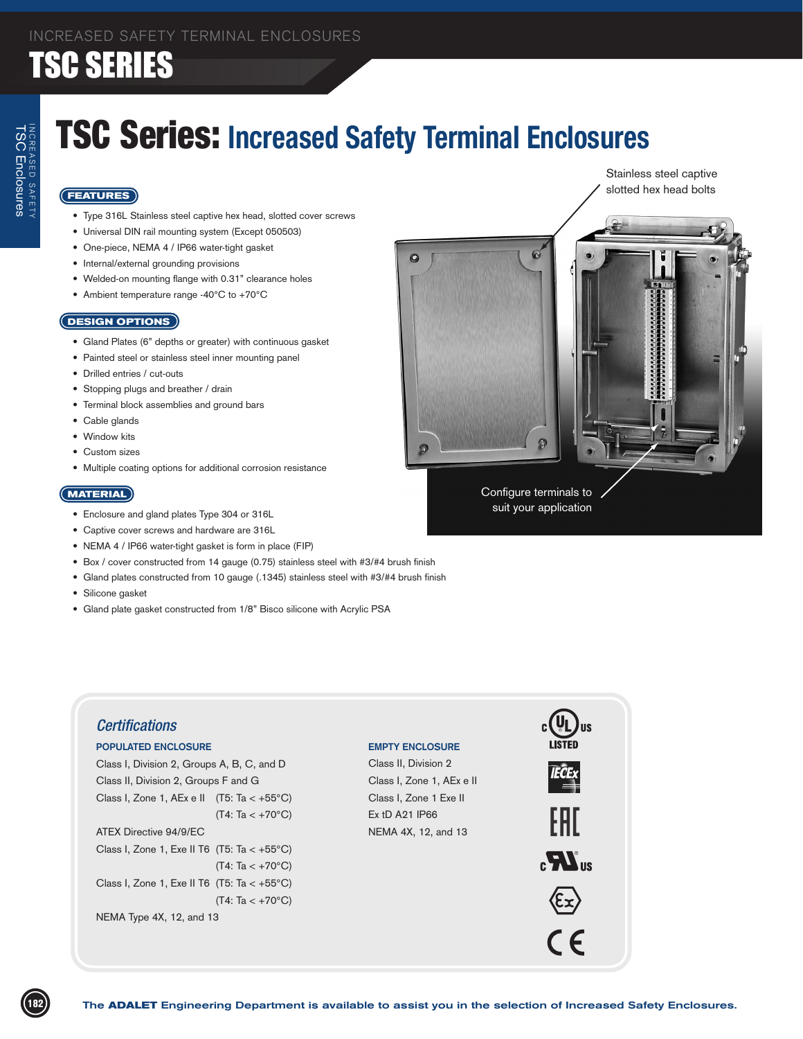# TSC Series: Increased Safety Terminal Enclosures

## FEATURES

- Type 316L Stainless steel captive hex head, slotted cover screws
- Universal DIN rail mounting system (Except 050503)
- One-piece, NEMA 4 / IP66 water-tight gasket
- Internal/external grounding provisions
- Welded-on mounting flange with 0.31" clearance holes
- Ambient temperature range -40°C to +70°C

## DESIGN OPTIONS

- Gland Plates (6" depths or greater) with continuous gasket
- Painted steel or stainless steel inner mounting panel
- Drilled entries / cut-outs
- Stopping plugs and breather / drain
- Terminal block assemblies and ground bars
- Cable glands
- Window kits
- Custom sizes
- Multiple coating options for additional corrosion resistance

## MATERIAL

- Enclosure and gland plates Type 304 or 316L
- Captive cover screws and hardware are 316L
- NEMA 4 / IP66 water-tight gasket is form in place (FIP)
- Box / cover constructed from 14 gauge (0.75) stainless steel with #3/#4 brush finish
- Gland plates constructed from 10 gauge (.1345) stainless steel with #3/#4 brush finish
- Silicone gasket
- Gland plate gasket constructed from 1/8" Bisco silicone with Acrylic PSA

Stainless steel captive slotted hex head bolts

Configure terminals to suit your application

## Certifications

**POPULATED ENCLOSURE**

Class I, Division 2, Groups A, B, C, and D
Class II, Division 2, Groups F and G
Class I, Zone 1, AEx e II (T5: Ta < +55°C)
(T4: Ta < +70°C)
ATEX Directive 94/9/EC
Class I, Zone 1, Exe II T6 (T5: Ta < +55°C)
(T4: Ta < +70°C)
Class I, Zone 1, Exe II T6 (T5: Ta < +55°C)
(T4: Ta < +70°C)
NEMA Type 4X, 12, and 13

**EMPTY ENCLOSURE**

Class II, Division 2
Class I, Zone 1, AEx e II
Class I, Zone 1 Exe II
Ex tD A21 IP66
NEMA 4X, 12, and 13

The **ADALET** Engineering Department is available to assist you in the selection of Increased Safety Enclosures.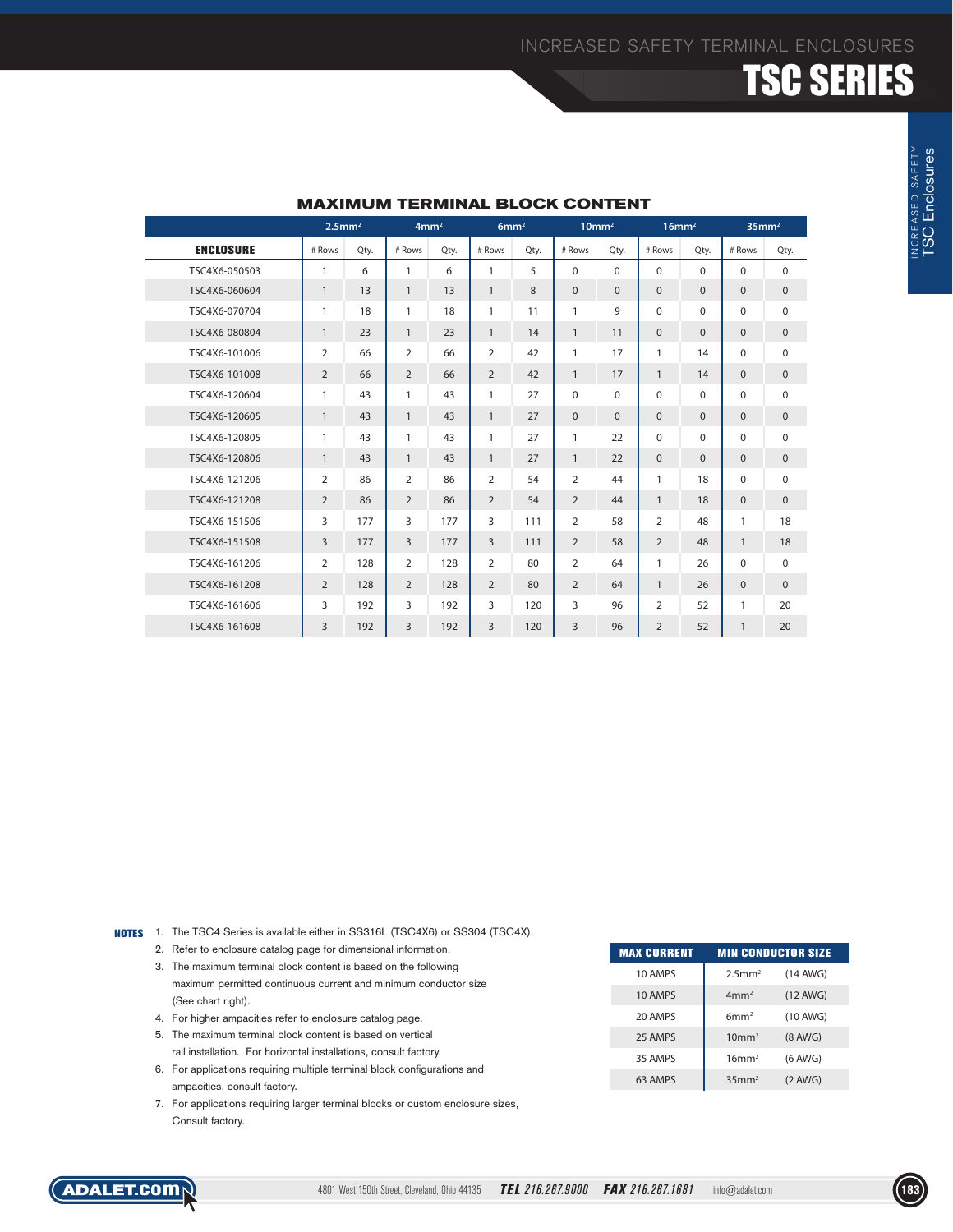# TSC SERIES

INCREASED SAFETY TERMINAL ENCLOSURES

## MAXIMUM TERMINAL BLOCK CONTENT

| | $2.5mm^2$ | | $4mm^2$ | | $6mm^2$ | | $10mm^2$ | | $16mm^2$ | | $35mm^2$ | |
|---|---|---|---|---|---|---|---|---|---|---|---|---|
| **ENCLOSURE** | # Rows | Qty. | # Rows | Qty. | # Rows | Qty. | # Rows | Qty. | # Rows | Qty. | # Rows | Qty. |
| TSC4X6-050503 | 1 | 6 | 1 | 6 | 1 | 5 | 0 | 0 | 0 | 0 | 0 | 0 |
| TSC4X6-060604 | 1 | 13 | 1 | 13 | 1 | 8 | 0 | 0 | 0 | 0 | 0 | 0 |
| TSC4X6-070704 | 1 | 18 | 1 | 18 | 1 | 11 | 1 | 9 | 0 | 0 | 0 | 0 |
| TSC4X6-080804 | 1 | 23 | 1 | 23 | 1 | 14 | 1 | 11 | 0 | 0 | 0 | 0 |
| TSC4X6-101006 | 2 | 66 | 2 | 66 | 2 | 42 | 1 | 17 | 1 | 14 | 0 | 0 |
| TSC4X6-101008 | 2 | 66 | 2 | 66 | 2 | 42 | 1 | 17 | 1 | 14 | 0 | 0 |
| TSC4X6-120604 | 1 | 43 | 1 | 43 | 1 | 27 | 0 | 0 | 0 | 0 | 0 | 0 |
| TSC4X6-120605 | 1 | 43 | 1 | 43 | 1 | 27 | 0 | 0 | 0 | 0 | 0 | 0 |
| TSC4X6-120805 | 1 | 43 | 1 | 43 | 1 | 27 | 1 | 22 | 0 | 0 | 0 | 0 |
| TSC4X6-120806 | 1 | 43 | 1 | 43 | 1 | 27 | 1 | 22 | 0 | 0 | 0 | 0 |
| TSC4X6-121206 | 2 | 86 | 2 | 86 | 2 | 54 | 2 | 44 | 1 | 18 | 0 | 0 |
| TSC4X6-121208 | 2 | 86 | 2 | 86 | 2 | 54 | 2 | 44 | 1 | 18 | 0 | 0 |
| TSC4X6-151506 | 3 | 177 | 3 | 177 | 3 | 111 | 2 | 58 | 2 | 48 | 1 | 18 |
| TSC4X6-151508 | 3 | 177 | 3 | 177 | 3 | 111 | 2 | 58 | 2 | 48 | 1 | 18 |
| TSC4X6-161206 | 2 | 128 | 2 | 128 | 2 | 80 | 2 | 64 | 1 | 26 | 0 | 0 |
| TSC4X6-161208 | 2 | 128 | 2 | 128 | 2 | 80 | 2 | 64 | 1 | 26 | 0 | 0 |
| TSC4X6-161606 | 3 | 192 | 3 | 192 | 3 | 120 | 3 | 96 | 2 | 52 | 1 | 20 |
| TSC4X6-161608 | 3 | 192 | 3 | 192 | 3 | 120 | 3 | 96 | 2 | 52 | 1 | 20 |

**NOTES**

1. The TSC4 Series is available either in SS316L (TSC4X6) or SS304 (TSC4X).
2. Refer to enclosure catalog page for dimensional information.
3. The maximum terminal block content is based on the following maximum permitted continuous current and minimum conductor size (See chart right).
4. For higher ampacities refer to enclosure catalog page.
5. The maximum terminal block content is based on vertical rail installation. For horizontal installations, consult factory.
6. For applications requiring multiple terminal block configurations and ampacities, consult factory.
7. For applications requiring larger terminal blocks or custom enclosure sizes, Consult factory.

| MAX CURRENT | MIN CONDUCTOR SIZE | |
|---|---|---|
| 10 AMPS | $2.5mm^2$ | (14 AWG) |
| 10 AMPS | $4mm^2$ | (12 AWG) |
| 20 AMPS | $6mm^2$ | (10 AWG) |
| 25 AMPS | $10mm^2$ | (8 AWG) |
| 35 AMPS | $16mm^2$ | (6 AWG) |
| 63 AMPS | $35mm^2$ | (2 AWG) |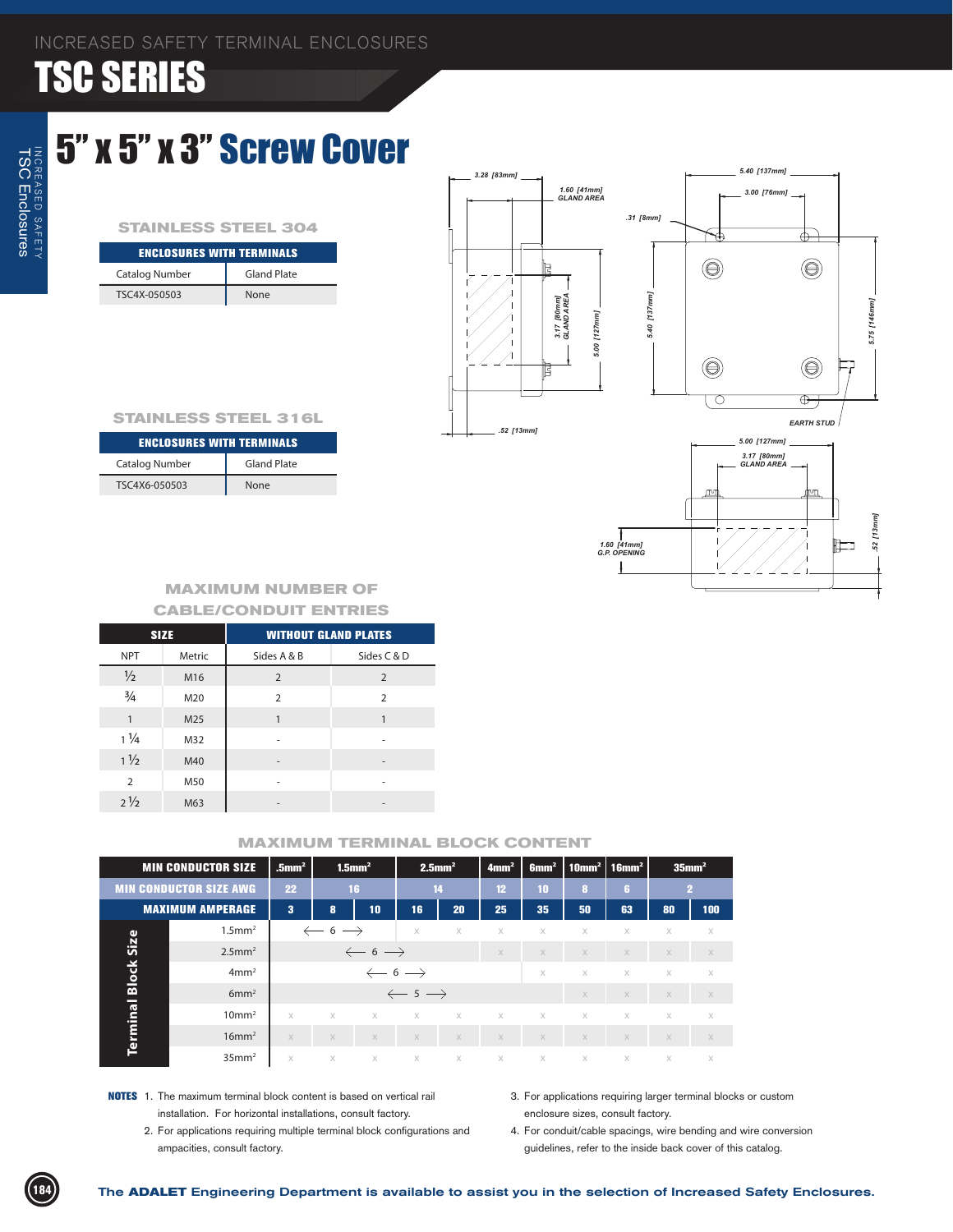# TSC SERIES

INCREASED SAFETY TERMINAL ENCLOSURES

## 5" x 5" x 3" Screw Cover

### STAINLESS STEEL 304

| ENCLOSURES WITH TERMINALS | |
|---|---|
| Catalog Number | Gland Plate |
| TSC4X-050503 | None |

### STAINLESS STEEL 316L

| ENCLOSURES WITH TERMINALS | |
|---|---|
| Catalog Number | Gland Plate |
| TSC4X6-050503 | None |

3.28 [83mm] · 1.60 [41mm] GLAND AREA · 3.17 [80mm] GLAND AREA · 5.00 [127mm] · .52 [13mm] · 5.40 [137mm] · 3.00 [76mm] · .31 [8mm] · 5.40 [137mm] · 5.75 [146mm] · EARTH STUD · 5.00 [127mm] · 3.17 [80mm] GLAND AREA · 1.60 [41mm] G.P. OPENING · .52 [13mm]

### MAXIMUM NUMBER OF CABLE/CONDUIT ENTRIES

| SIZE | | WITHOUT GLAND PLATES | |
|---|---|---|---|
| NPT | Metric | Sides A & B | Sides C & D |
| ½ | M16 | 2 | 2 |
| ¾ | M20 | 2 | 2 |
| 1 | M25 | 1 | 1 |
| 1 ¼ | M32 | - | - |
| 1 ½ | M40 | - | - |
| 2 | M50 | - | - |
| 2 ½ | M63 | - | - |

### MAXIMUM TERMINAL BLOCK CONTENT

| MIN CONDUCTOR SIZE | .5mm² | 1.5mm² | | 2.5mm² | | 4mm² | 6mm² | 10mm² | 16mm² | 35mm² | |
|---|---|---|---|---|---|---|---|---|---|---|---|
| MIN CONDUCTOR SIZE AWG | 22 | 16 | | 14 | | 12 | 10 | 8 | 6 | 2 | |
| MAXIMUM AMPERAGE | 3 | 8 | 10 | 16 | 20 | 25 | 35 | 50 | 63 | 80 | 100 |
| Terminal Block Size 1.5mm² | ← 6 → | | | x | x | x | x | x | x | x | x |
| 2.5mm² | ← 6 → | | | | | x | x | x | x | x | x |
| 4mm² | ← 6 → | | | | | | x | x | x | x | x |
| 6mm² | ← 5 → | | | | | | | x | x | x | x |
| 10mm² | x | x | x | x | x | x | x | x | x | x | x |
| 16mm² | x | x | x | x | x | x | x | x | x | x | x |
| 35mm² | x | x | x | x | x | x | x | x | x | x | x |

**NOTES**

1. The maximum terminal block content is based on vertical rail installation. For horizontal installations, consult factory.
2. For applications requiring multiple terminal block configurations and ampacities, consult factory.
3. For applications requiring larger terminal blocks or custom enclosure sizes, consult factory.
4. For conduit/cable spacings, wire bending and wire conversion guidelines, refer to the inside back cover of this catalog.

The **ADALET** Engineering Department is available to assist you in the selection of Increased Safety Enclosures.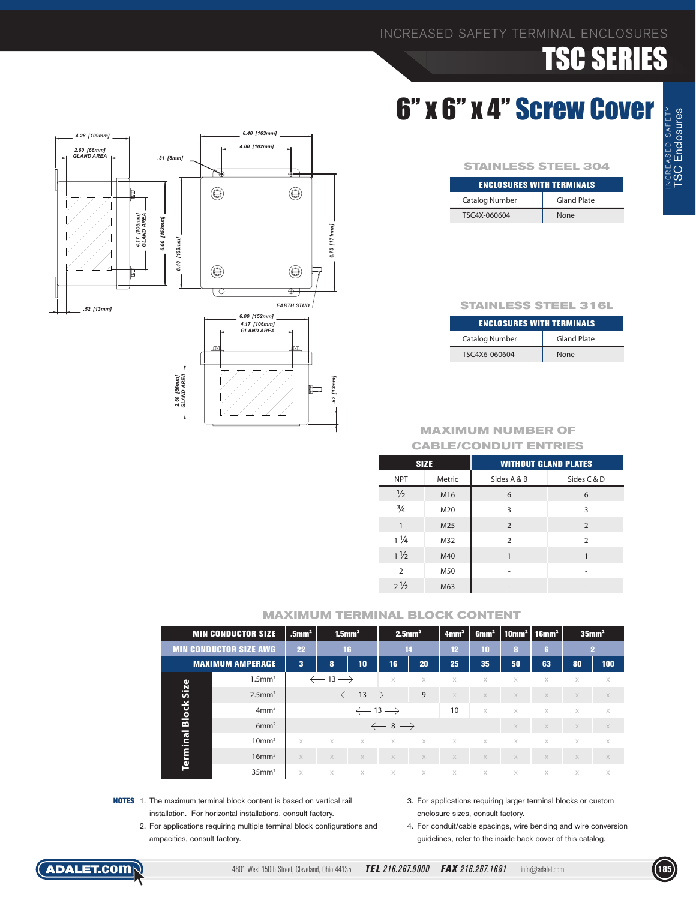# 6" x 6" x 4" Screw Cover

4.28 [109mm]
2.60 [66mm] GLAND AREA
.31 [8mm]
6.40 [163mm]
4.00 [102mm]
4.17 [106mm] GLAND AREA
6.00 [152mm]
6.40 [163mm]
6.75 [171mm]
.52 [13mm]
EARTH STUD
6.00 [152mm]
4.17 [106mm] GLAND AREA
2.60 [66mm] GLAND AREA
.52 [13mm]

### STAINLESS STEEL 304

| ENCLOSURES WITH TERMINALS | |
|---|---|
| Catalog Number | Gland Plate |
| TSC4X-060604 | None |

### STAINLESS STEEL 316L

| ENCLOSURES WITH TERMINALS | |
|---|---|
| Catalog Number | Gland Plate |
| TSC4X6-060604 | None |

### MAXIMUM NUMBER OF CABLE/CONDUIT ENTRIES

| SIZE | | WITHOUT GLAND PLATES | |
|---|---|---|---|
| NPT | Metric | Sides A & B | Sides C & D |
| ½ | M16 | 6 | 6 |
| ¾ | M20 | 3 | 3 |
| 1 | M25 | 2 | 2 |
| 1 ¼ | M32 | 2 | 2 |
| 1 ½ | M40 | 1 | 1 |
| 2 | M50 | - | - |
| 2 ½ | M63 | - | - |

### MAXIMUM TERMINAL BLOCK CONTENT

| MIN CONDUCTOR SIZE | .5mm² | 1.5mm² | | 2.5mm² | | 4mm² | 6mm² | 10mm² | 16mm² | 35mm² | |
|---|---|---|---|---|---|---|---|---|---|---|---|
| MIN CONDUCTOR SIZE AWG | 22 | 16 | | 14 | | 12 | 10 | 8 | 6 | 2 | |
| MAXIMUM AMPERAGE | 3 | 8 | 10 | 16 | 20 | 25 | 35 | 50 | 63 | 80 | 100 |
| **Terminal Block Size** 1.5mm² | ← 13 → | | | x | x | x | x | x | x | x | x |
| 2.5mm² | ← 13 → | | | | 9 | x | x | x | x | x | x |
| 4mm² | ← 13 → | | | | | 10 | x | x | x | x | x |
| 6mm² | ← 8 → | | | | | | | x | x | x | x |
| 10mm² | x | x | x | x | x | x | x | x | x | x | x |
| 16mm² | x | x | x | x | x | x | x | x | x | x | x |
| 35mm² | x | x | x | x | x | x | x | x | x | x | x |

**NOTES**
1. The maximum terminal block content is based on vertical rail installation. For horizontal installations, consult factory.
2. For applications requiring multiple terminal block configurations and ampacities, consult factory.
3. For applications requiring larger terminal blocks or custom enclosure sizes, consult factory.
4. For conduit/cable spacings, wire bending and wire conversion guidelines, refer to the inside back cover of this catalog.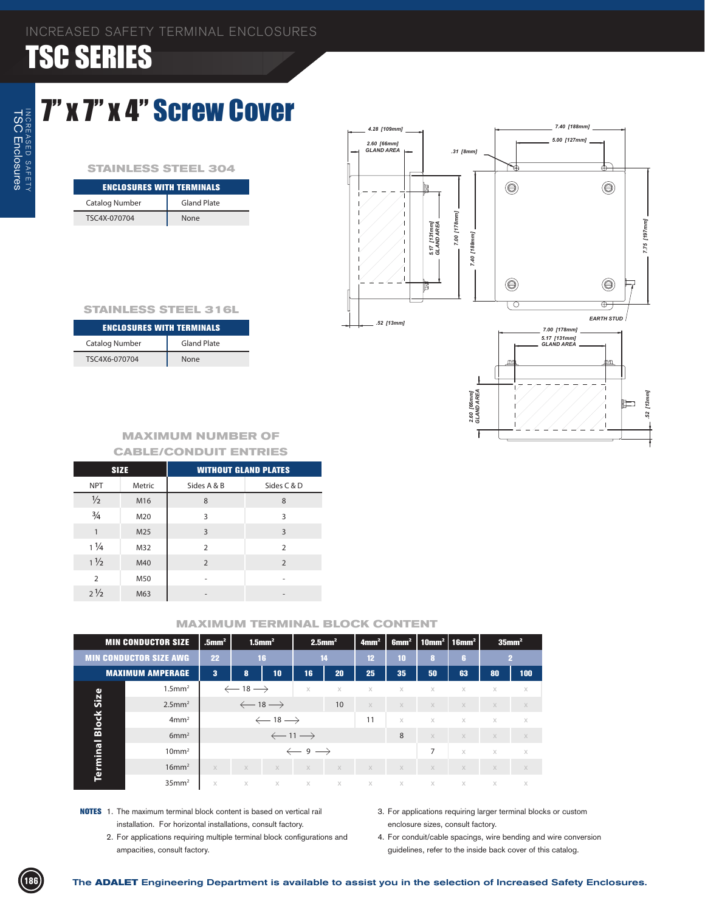# INCREASED SAFETY TERMINAL ENCLOSURES

# TSC SERIES

## 7" x 7" x 4" Screw Cover

### STAINLESS STEEL 304

| ENCLOSURES WITH TERMINALS | |
|---|---|
| Catalog Number | Gland Plate |
| TSC4X-070704 | None |

### STAINLESS STEEL 316L

| ENCLOSURES WITH TERMINALS | |
|---|---|
| Catalog Number | Gland Plate |
| TSC4X6-070704 | None |

### MAXIMUM NUMBER OF CABLE/CONDUIT ENTRIES

| SIZE | | WITHOUT GLAND PLATES | |
|---|---|---|---|
| NPT | Metric | Sides A & B | Sides C & D |
| ½ | M16 | 8 | 8 |
| ¾ | M20 | 3 | 3 |
| 1 | M25 | 3 | 3 |
| 1 ¼ | M32 | 2 | 2 |
| 1 ½ | M40 | 2 | 2 |
| 2 | M50 | - | - |
| 2 ½ | M63 | - | - |

### MAXIMUM TERMINAL BLOCK CONTENT

| MIN CONDUCTOR SIZE | .5mm² | 1.5mm² | | 2.5mm² | | 4mm² | 6mm² | 10mm² | 16mm² | 35mm² | |
|---|---|---|---|---|---|---|---|---|---|---|---|
| MIN CONDUCTOR SIZE AWG | 22 | 16 | | 14 | | 12 | 10 | 8 | 6 | 2 | |
| MAXIMUM AMPERAGE | 3 | 8 | 10 | 16 | 20 | 25 | 35 | 50 | 63 | 80 | 100 |
| **Terminal Block Size** 1.5mm² | ← 18 → | | | x | x | x | x | x | x | x | x |
| 2.5mm² | ← 18 → | | | | 10 | x | x | x | x | x | x |
| 4mm² | ← 18 → | | | | | 11 | x | x | x | x | x |
| 6mm² | ← 11 → | | | | | | 8 | x | x | x | x |
| 10mm² | ← 9 → | | | | | | | 7 | x | x | x |
| 16mm² | x | x | x | x | x | x | x | x | x | x | x |
| 35mm² | x | x | x | x | x | x | x | x | x | x | x |

**NOTES**

1. The maximum terminal block content is based on vertical rail installation. For horizontal installations, consult factory.
2. For applications requiring multiple terminal block configurations and ampacities, consult factory.
3. For applications requiring larger terminal blocks or custom enclosure sizes, consult factory.
4. For conduit/cable spacings, wire bending and wire conversion guidelines, refer to the inside back cover of this catalog.

The **ADALET** Engineering Department is available to assist you in the selection of Increased Safety Enclosures.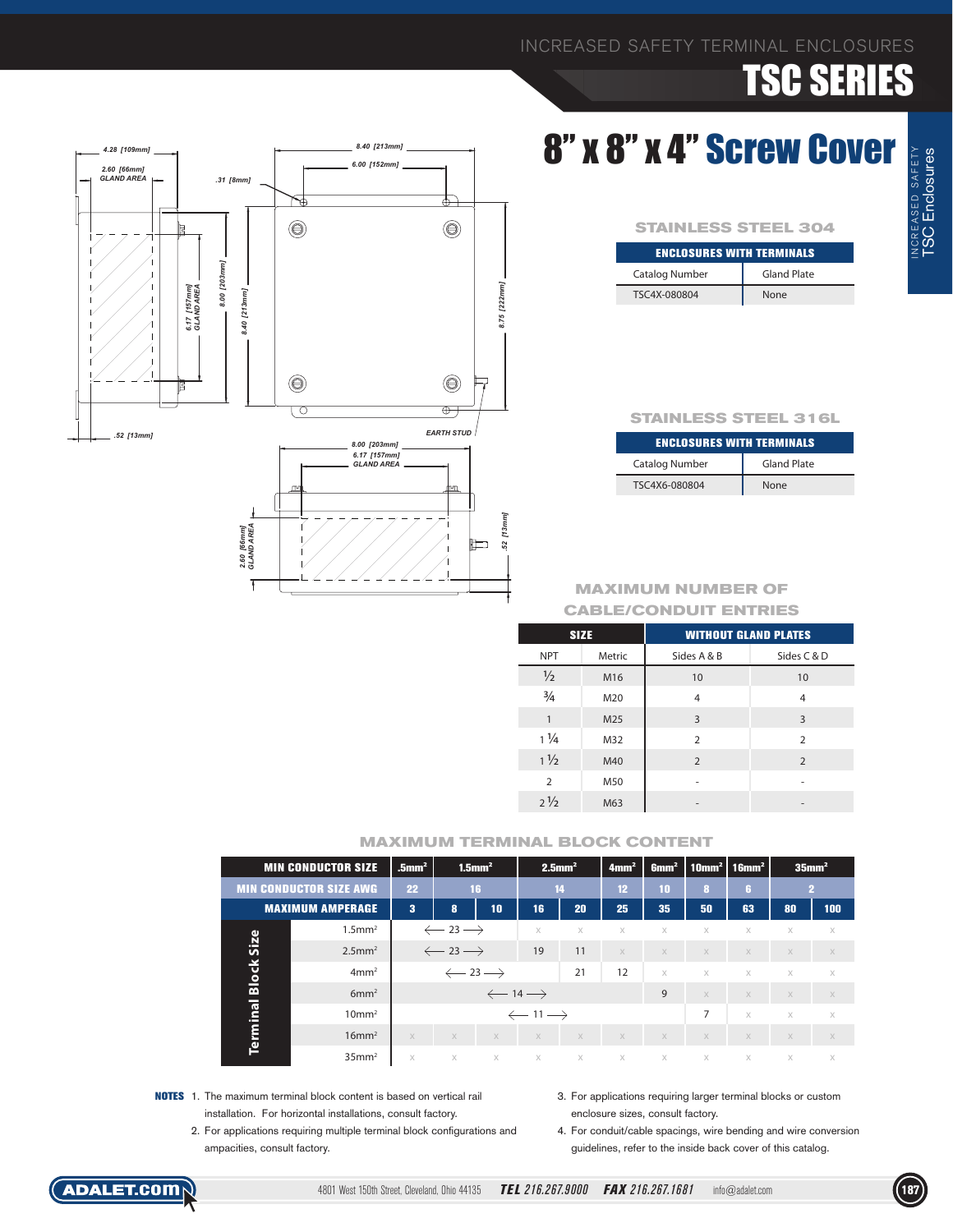INCREASED SAFETY TERMINAL ENCLOSURES

# TSC SERIES

## 8" x 8" x 4" Screw Cover

4.28 [109mm]
2.60 [66mm] GLAND AREA
.31 [8mm]
8.40 [213mm]
6.00 [152mm]
6.17 [157mm] GLAND AREA
8.00 [203mm]
8.40 [213mm]
8.75 [222mm]
.52 [13mm]
EARTH STUD
8.00 [203mm]
6.17 [157mm] GLAND AREA
2.60 [66mm] GLAND AREA
.52 [13mm]

### STAINLESS STEEL 304

| ENCLOSURES WITH TERMINALS | |
|---|---|
| Catalog Number | Gland Plate |
| TSC4X-080804 | None |

### STAINLESS STEEL 316L

| ENCLOSURES WITH TERMINALS | |
|---|---|
| Catalog Number | Gland Plate |
| TSC4X6-080804 | None |

### MAXIMUM NUMBER OF CABLE/CONDUIT ENTRIES

| SIZE | | WITHOUT GLAND PLATES | |
|---|---|---|---|
| NPT | Metric | Sides A & B | Sides C & D |
| ½ | M16 | 10 | 10 |
| ¾ | M20 | 4 | 4 |
| 1 | M25 | 3 | 3 |
| 1 ¼ | M32 | 2 | 2 |
| 1 ½ | M40 | 2 | 2 |
| 2 | M50 | - | - |
| 2 ½ | M63 | - | - |

### MAXIMUM TERMINAL BLOCK CONTENT

| MIN CONDUCTOR SIZE | .5mm² | 1.5mm² | | 2.5mm² | | 4mm² | 6mm² | 10mm² | 16mm² | 35mm² | |
|---|---|---|---|---|---|---|---|---|---|---|---|
| MIN CONDUCTOR SIZE AWG | 22 | 16 | | 14 | | 12 | 10 | 8 | 6 | 2 | |
| MAXIMUM AMPERAGE | 3 | 8 | 10 | 16 | 20 | 25 | 35 | 50 | 63 | 80 | 100 |
| **Terminal Block Size** 1.5mm² | ← 23 → | | | x | x | x | x | x | x | x | x |
| 2.5mm² | ← 23 → | | | 19 | 11 | x | x | x | x | x | x |
| 4mm² | ← 23 → | | | | 21 | 12 | x | x | x | x | x |
| 6mm² | ← 14 → | | | | | | 9 | x | x | x | x |
| 10mm² | ← 11 → | | | | | | | 7 | x | x | x |
| 16mm² | x | x | x | x | x | x | x | x | x | x | x |
| 35mm² | x | x | x | x | x | x | x | x | x | x | x |

**NOTES**
1. The maximum terminal block content is based on vertical rail installation. For horizontal installations, consult factory.
2. For applications requiring multiple terminal block configurations and ampacities, consult factory.
3. For applications requiring larger terminal blocks or custom enclosure sizes, consult factory.
4. For conduit/cable spacings, wire bending and wire conversion guidelines, refer to the inside back cover of this catalog.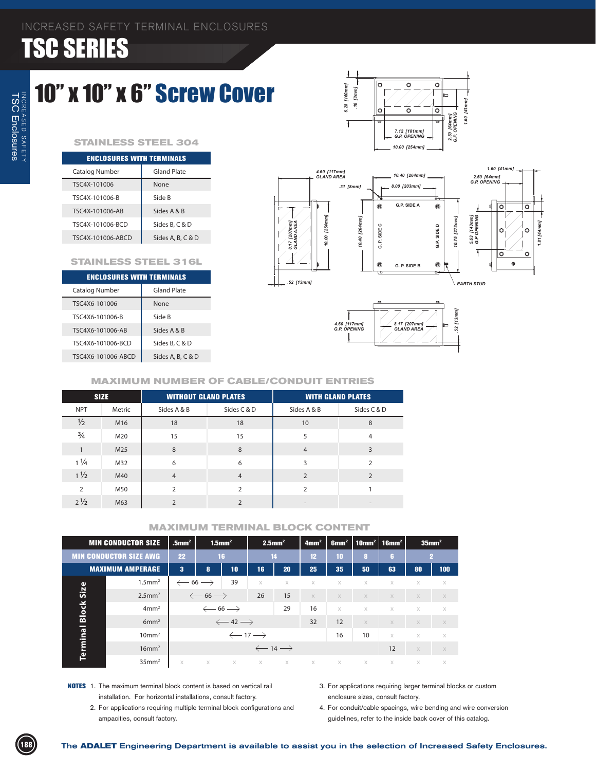# INCREASED SAFETY TERMINAL ENCLOSURES

# TSC SERIES

## 10" x 10" x 6" Screw Cover

### STAINLESS STEEL 304

| ENCLOSURES WITH TERMINALS | |
|---|---|
| Catalog Number | Gland Plate |
| TSC4X-101006 | None |
| TSC4X-101006-B | Side B |
| TSC4X-101006-AB | Sides A & B |
| TSC4X-101006-BCD | Sides B, C & D |
| TSC4X-101006-ABCD | Sides A, B, C & D |

### STAINLESS STEEL 316L

| ENCLOSURES WITH TERMINALS | |
|---|---|
| Catalog Number | Gland Plate |
| TSC4X6-101006 | None |
| TSC4X6-101006-B | Side B |
| TSC4X6-101006-AB | Sides A & B |
| TSC4X6-101006-BCD | Sides B, C & D |
| TSC4X6-101006-ABCD | Sides A, B, C & D |

### MAXIMUM NUMBER OF CABLE/CONDUIT ENTRIES

| SIZE | | WITHOUT GLAND PLATES | | WITH GLAND PLATES | |
|---|---|---|---|---|---|
| NPT | Metric | Sides A & B | Sides C & D | Sides A & B | Sides C & D |
| ½ | M16 | 18 | 18 | 10 | 8 |
| ¾ | M20 | 15 | 15 | 5 | 4 |
| 1 | M25 | 8 | 8 | 4 | 3 |
| 1 ¼ | M32 | 6 | 6 | 3 | 2 |
| 1 ½ | M40 | 4 | 4 | 2 | 2 |
| 2 | M50 | 2 | 2 | 2 | 1 |
| 2 ½ | M63 | 2 | 2 | - | - |

### MAXIMUM TERMINAL BLOCK CONTENT

| MIN CONDUCTOR SIZE | .5mm² | 1.5mm² | | 2.5mm² | | 4mm² | 6mm² | 10mm² | 16mm² | 35mm² | |
|---|---|---|---|---|---|---|---|---|---|---|---|
| MIN CONDUCTOR SIZE AWG | 22 | 16 | | 14 | | 12 | 10 | 8 | 6 | 2 | |
| MAXIMUM AMPERAGE | 3 | 8 | 10 | 16 | 20 | 25 | 35 | 50 | 63 | 80 | 100 |
| **Terminal Block Size** 1.5mm² | ← 66 → | | 39 | x | x | x | x | x | x | x | x |
| 2.5mm² | ← 66 → | | | 26 | 15 | x | x | x | x | x | x |
| 4mm² | ← 66 → | | | | 29 | 16 | x | x | x | x | x |
| 6mm² | ← 42 → | | | | | 32 | 12 | x | x | x | x |
| 10mm² | ← 17 → | | | | | | 16 | 10 | x | x | x |
| 16mm² | ← 14 → | | | | | | | | 12 | x | x |
| 35mm² | x | x | x | x | x | x | x | x | x | x | x |

**NOTES**

1. The maximum terminal block content is based on vertical rail installation. For horizontal installations, consult factory.
2. For applications requiring multiple terminal block configurations and ampacities, consult factory.
3. For applications requiring larger terminal blocks or custom enclosure sizes, consult factory.
4. For conduit/cable spacings, wire bending and wire conversion guidelines, refer to the inside back cover of this catalog.

**The ADALET Engineering Department is available to assist you in the selection of Increased Safety Enclosures.**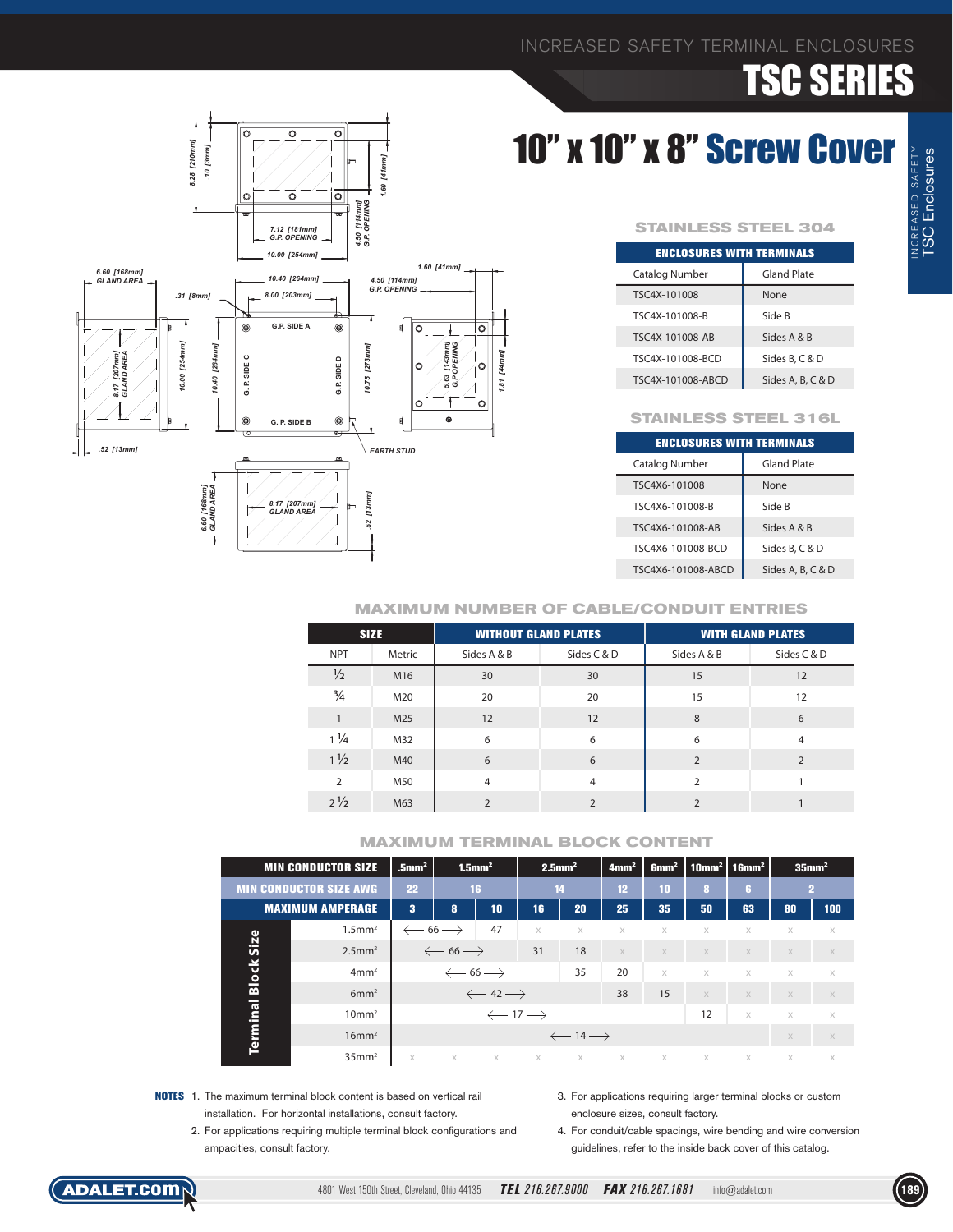# INCREASED SAFETY TERMINAL ENCLOSURES

# TSC SERIES

## 10" x 10" x 8" Screw Cover

### STAINLESS STEEL 304

| ENCLOSURES WITH TERMINALS | |
|---|---|
| Catalog Number | Gland Plate |
| TSC4X-101008 | None |
| TSC4X-101008-B | Side B |
| TSC4X-101008-AB | Sides A & B |
| TSC4X-101008-BCD | Sides B, C & D |
| TSC4X-101008-ABCD | Sides A, B, C & D |

### STAINLESS STEEL 316L

| ENCLOSURES WITH TERMINALS | |
|---|---|
| Catalog Number | Gland Plate |
| TSC4X6-101008 | None |
| TSC4X6-101008-B | Side B |
| TSC4X6-101008-AB | Sides A & B |
| TSC4X6-101008-BCD | Sides B, C & D |
| TSC4X6-101008-ABCD | Sides A, B, C & D |

### MAXIMUM NUMBER OF CABLE/CONDUIT ENTRIES

| SIZE | | WITHOUT GLAND PLATES | | WITH GLAND PLATES | |
|---|---|---|---|---|---|
| NPT | Metric | Sides A & B | Sides C & D | Sides A & B | Sides C & D |
| ½ | M16 | 30 | 30 | 15 | 12 |
| ¾ | M20 | 20 | 20 | 15 | 12 |
| 1 | M25 | 12 | 12 | 8 | 6 |
| 1 ¼ | M32 | 6 | 6 | 6 | 4 |
| 1 ½ | M40 | 6 | 6 | 2 | 2 |
| 2 | M50 | 4 | 4 | 2 | 1 |
| 2 ½ | M63 | 2 | 2 | 2 | 1 |

### MAXIMUM TERMINAL BLOCK CONTENT

| MIN CONDUCTOR SIZE | .5mm² | 1.5mm² | | 2.5mm² | | 4mm² | 6mm² | 10mm² | 16mm² | 35mm² | |
|---|---|---|---|---|---|---|---|---|---|---|---|
| MIN CONDUCTOR SIZE AWG | 22 | 16 | | 14 | | 12 | 10 | 8 | 6 | 2 | |
| MAXIMUM AMPERAGE | 3 | 8 | 10 | 16 | 20 | 25 | 35 | 50 | 63 | 80 | 100 |
| **Terminal Block Size** 1.5mm² | ← 66 → | | 47 | x | x | x | x | x | x | x | x |
| 2.5mm² | ← 66 → | | | 31 | 18 | x | x | x | x | x | x |
| 4mm² | ← 66 → | | | | 35 | 20 | x | x | x | x | x |
| 6mm² | ← 42 → | | | | | 38 | 15 | x | x | x | x |
| 10mm² | ← 17 → | | | | | | | 12 | x | x | x |
| 16mm² | ← 14 → | | | | | | | | | x | x |
| 35mm² | x | x | x | x | x | x | x | x | x | x | x |

**NOTES**

1. The maximum terminal block content is based on vertical rail installation. For horizontal installations, consult factory.
2. For applications requiring multiple terminal block configurations and ampacities, consult factory.
3. For applications requiring larger terminal blocks or custom enclosure sizes, consult factory.
4. For conduit/cable spacings, wire bending and wire conversion guidelines, refer to the inside back cover of this catalog.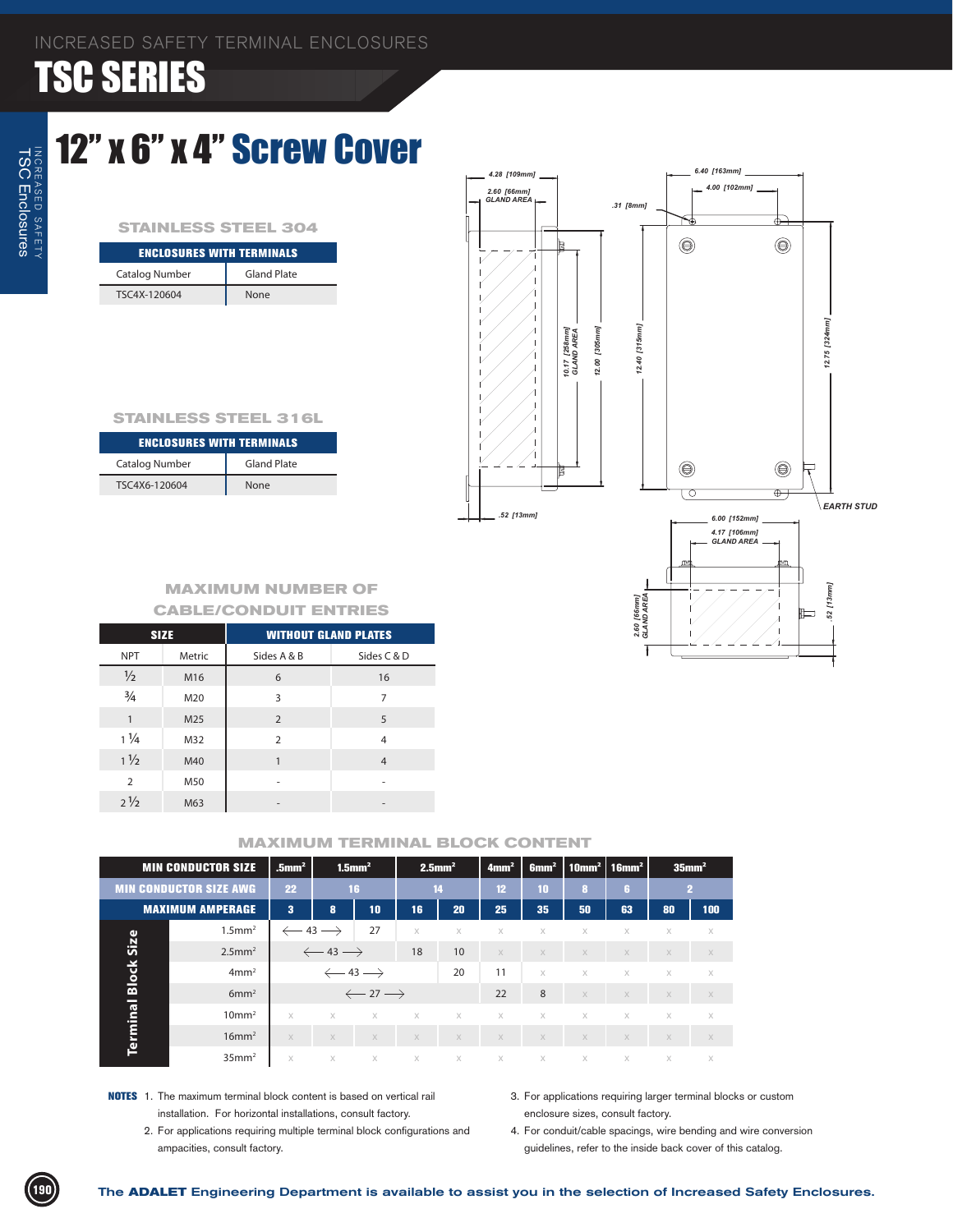INCREASED SAFETY TERMINAL ENCLOSURES

# TSC SERIES

## 12" x 6" x 4" Screw Cover

### STAINLESS STEEL 304

| ENCLOSURES WITH TERMINALS | |
|---|---|
| Catalog Number | Gland Plate |
| TSC4X-120604 | None |

### STAINLESS STEEL 316L

| ENCLOSURES WITH TERMINALS | |
|---|---|
| Catalog Number | Gland Plate |
| TSC4X6-120604 | None |

4.28 [109mm]
2.60 [66mm] GLAND AREA
6.40 [163mm]
4.00 [102mm]
.31 [8mm]
10.17 [258mm] GLAND AREA
12.00 [305mm]
12.40 [315mm]
12.75 [324mm]
EARTH STUD
.52 [13mm]
6.00 [152mm]
4.17 [106mm] GLAND AREA
2.60 [66mm] GLAND AREA
.52 [13mm]

### MAXIMUM NUMBER OF CABLE/CONDUIT ENTRIES

| SIZE | | WITHOUT GLAND PLATES | |
|---|---|---|---|
| NPT | Metric | Sides A & B | Sides C & D |
| ½ | M16 | 6 | 16 |
| ¾ | M20 | 3 | 7 |
| 1 | M25 | 2 | 5 |
| 1 ¼ | M32 | 2 | 4 |
| 1 ½ | M40 | 1 | 4 |
| 2 | M50 | - | - |
| 2 ½ | M63 | - | - |

### MAXIMUM TERMINAL BLOCK CONTENT

| | MIN CONDUCTOR SIZE | .5mm² | 1.5mm² | | 2.5mm² | | 4mm² | 6mm² | 10mm² | 16mm² | 35mm² | |
|---|---|---|---|---|---|---|---|---|---|---|---|---|
| | MIN CONDUCTOR SIZE AWG | 22 | 16 | | 14 | | 12 | 10 | 8 | 6 | 2 | |
| | MAXIMUM AMPERAGE | 3 | 8 | 10 | 16 | 20 | 25 | 35 | 50 | 63 | 80 | 100 |
| Terminal Block Size | 1.5mm² | ← 43 → | | 27 | x | x | x | x | x | x | x | x |
| | 2.5mm² | ← 43 → | | | 18 | 10 | x | x | x | x | x | x |
| | 4mm² | ← 43 → | | | | 20 | 11 | x | x | x | x | x |
| | 6mm² | ← 27 → | | | | | 22 | 8 | x | x | x | x |
| | 10mm² | x | x | x | x | x | x | x | x | x | x | x |
| | 16mm² | x | x | x | x | x | x | x | x | x | x | x |
| | 35mm² | x | x | x | x | x | x | x | x | x | x | x |

**NOTES**

1. The maximum terminal block content is based on vertical rail installation. For horizontal installations, consult factory.
2. For applications requiring multiple terminal block configurations and ampacities, consult factory.
3. For applications requiring larger terminal blocks or custom enclosure sizes, consult factory.
4. For conduit/cable spacings, wire bending and wire conversion guidelines, refer to the inside back cover of this catalog.

The **ADALET** Engineering Department is available to assist you in the selection of Increased Safety Enclosures.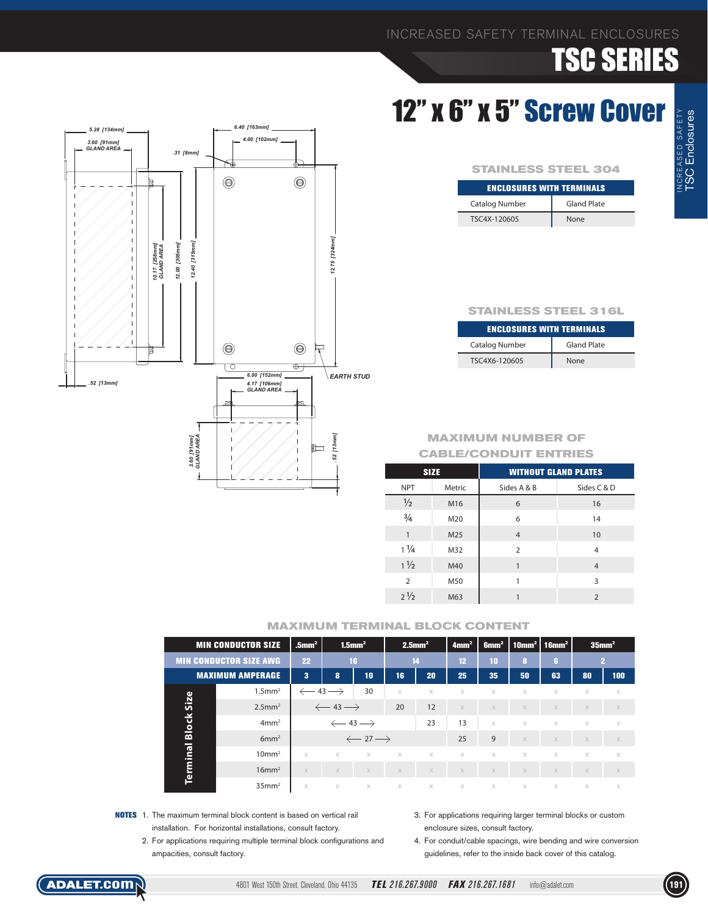# INCREASED SAFETY TERMINAL ENCLOSURES
# TSC SERIES

## 12" x 6" x 5" Screw Cover

5.28 [134mm]
3.60 [91mm] GLAND AREA
6.40 [163mm]
4.00 [102mm]
.31 [8mm]
10.17 [258mm] GLAND AREA
12.00 [305mm]
12.40 [315mm]
12.75 [324mm]
.52 [13mm]
6.00 [152mm]
4.17 [106mm] GLAND AREA
EARTH STUD
3.60 [91mm] GLAND AREA
.52 [13mm]

### STAINLESS STEEL 304

| ENCLOSURES WITH TERMINALS | |
|---|---|
| Catalog Number | Gland Plate |
| TSC4X-120605 | None |

### STAINLESS STEEL 316L

| ENCLOSURES WITH TERMINALS | |
|---|---|
| Catalog Number | Gland Plate |
| TSC4X6-120605 | None |

### MAXIMUM NUMBER OF CABLE/CONDUIT ENTRIES

| SIZE | | WITHOUT GLAND PLATES | |
|---|---|---|---|
| NPT | Metric | Sides A & B | Sides C & D |
| ½ | M16 | 6 | 16 |
| ¾ | M20 | 6 | 14 |
| 1 | M25 | 4 | 10 |
| 1 ¼ | M32 | 2 | 4 |
| 1 ½ | M40 | 1 | 4 |
| 2 | M50 | 1 | 3 |
| 2 ½ | M63 | 1 | 2 |

### MAXIMUM TERMINAL BLOCK CONTENT

| MIN CONDUCTOR SIZE | .5mm² | 1.5mm² | | 2.5mm² | | 4mm² | 6mm² | 10mm² | 16mm² | 35mm² | |
|---|---|---|---|---|---|---|---|---|---|---|---|
| MIN CONDUCTOR SIZE AWG | 22 | 16 | | 14 | | 12 | 10 | 8 | 6 | 2 | |
| MAXIMUM AMPERAGE | 3 | 8 | 10 | 16 | 20 | 25 | 35 | 50 | 63 | 80 | 100 |
| **Terminal Block Size** 1.5mm² | ← 43 → | | 30 | x | x | x | x | x | x | x | x |
| 2.5mm² | ← 43 → | | | 20 | 12 | x | x | x | x | x | x |
| 4mm² | ← 43 → | | | | 23 | 13 | x | x | x | x | x |
| 6mm² | ← 27 → | | | | | 25 | 9 | x | x | x | x |
| 10mm² | x | x | x | x | x | x | x | x | x | x | x |
| 16mm² | x | x | x | x | x | x | x | x | x | x | x |
| 35mm² | x | x | x | x | x | x | x | x | x | x | x |

**NOTES**
1. The maximum terminal block content is based on vertical rail installation. For horizontal installations, consult factory.
2. For applications requiring multiple terminal block configurations and ampacities, consult factory.
3. For applications requiring larger terminal blocks or custom enclosure sizes, consult factory.
4. For conduit/cable spacings, wire bending and wire conversion guidelines, refer to the inside back cover of this catalog.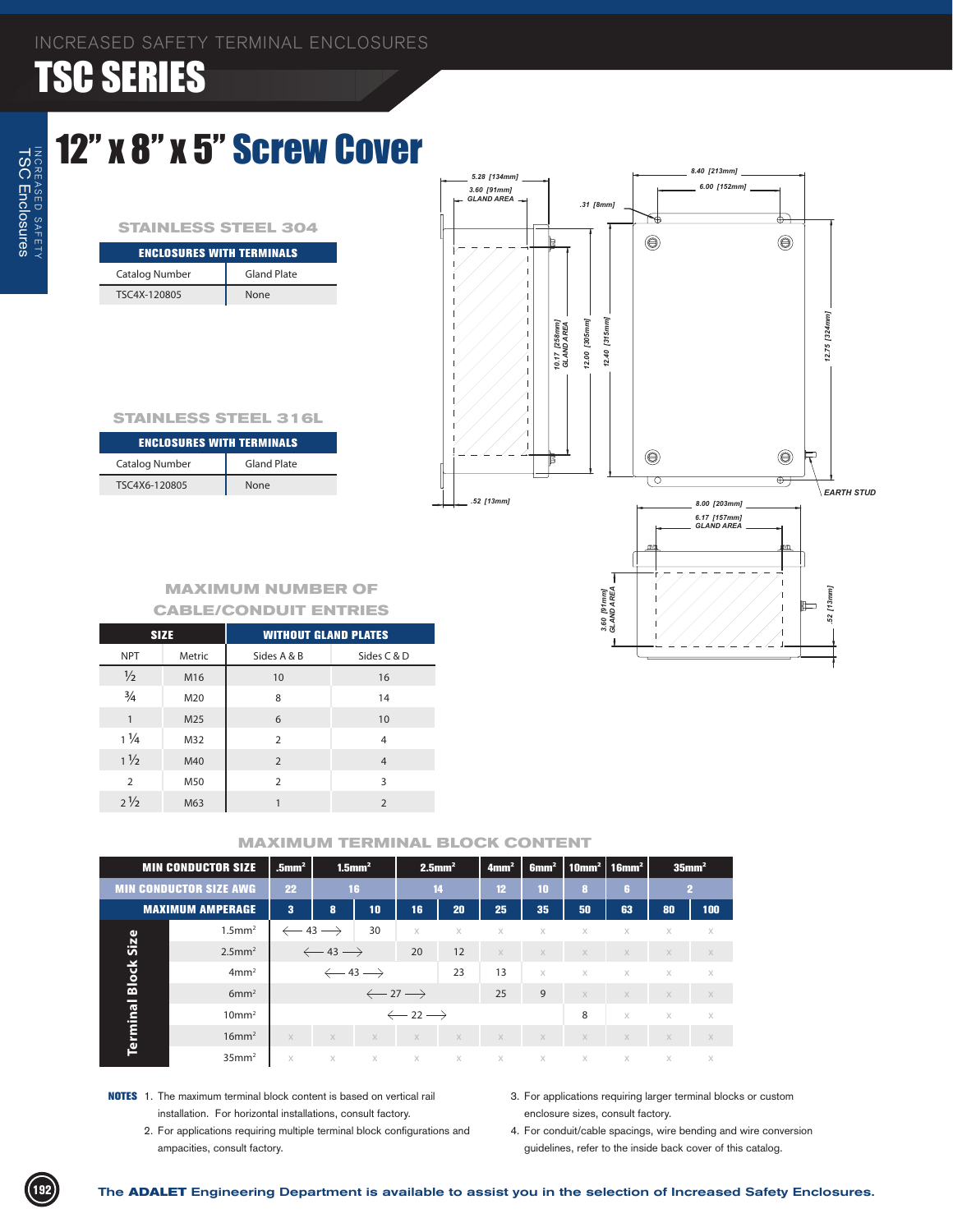# INCREASED SAFETY TERMINAL ENCLOSURES

# TSC SERIES

## 12" x 8" x 5" Screw Cover

### STAINLESS STEEL 304

| ENCLOSURES WITH TERMINALS | |
|---|---|
| Catalog Number | Gland Plate |
| TSC4X-120805 | None |

### STAINLESS STEEL 316L

| ENCLOSURES WITH TERMINALS | |
|---|---|
| Catalog Number | Gland Plate |
| TSC4X6-120805 | None |

### MAXIMUM NUMBER OF CABLE/CONDUIT ENTRIES

| SIZE | | WITHOUT GLAND PLATES | |
|---|---|---|---|
| NPT | Metric | Sides A & B | Sides C & D |
| ½ | M16 | 10 | 16 |
| ¾ | M20 | 8 | 14 |
| 1 | M25 | 6 | 10 |
| 1 ¼ | M32 | 2 | 4 |
| 1 ½ | M40 | 2 | 4 |
| 2 | M50 | 2 | 3 |
| 2 ½ | M63 | 1 | 2 |

### MAXIMUM TERMINAL BLOCK CONTENT

| MIN CONDUCTOR SIZE | .5mm² | 1.5mm² | | 2.5mm² | | 4mm² | 6mm² | 10mm² | 16mm² | 35mm² | |
|---|---|---|---|---|---|---|---|---|---|---|---|
| MIN CONDUCTOR SIZE AWG | 22 | 16 | | 14 | | 12 | 10 | 8 | 6 | 2 | |
| MAXIMUM AMPERAGE | 3 | 8 | 10 | 16 | 20 | 25 | 35 | 50 | 63 | 80 | 100 |
| **Terminal Block Size** 1.5mm² | ← 43 → | | 30 | x | x | x | x | x | x | x | x |
| 2.5mm² | ← 43 → | | | 20 | 12 | x | x | x | x | x | x |
| 4mm² | ← 43 → | | | | 23 | 13 | x | x | x | x | x |
| 6mm² | ← 27 → | | | | | 25 | 9 | x | x | x | x |
| 10mm² | ← 22 → | | | | | | | 8 | x | x | x |
| 16mm² | x | x | x | x | x | x | x | x | x | x | x |
| 35mm² | x | x | x | x | x | x | x | x | x | x | x |

**NOTES**

1. The maximum terminal block content is based on vertical rail installation. For horizontal installations, consult factory.
2. For applications requiring multiple terminal block configurations and ampacities, consult factory.
3. For applications requiring larger terminal blocks or custom enclosure sizes, consult factory.
4. For conduit/cable spacings, wire bending and wire conversion guidelines, refer to the inside back cover of this catalog.

**The ADALET Engineering Department is available to assist you in the selection of Increased Safety Enclosures.**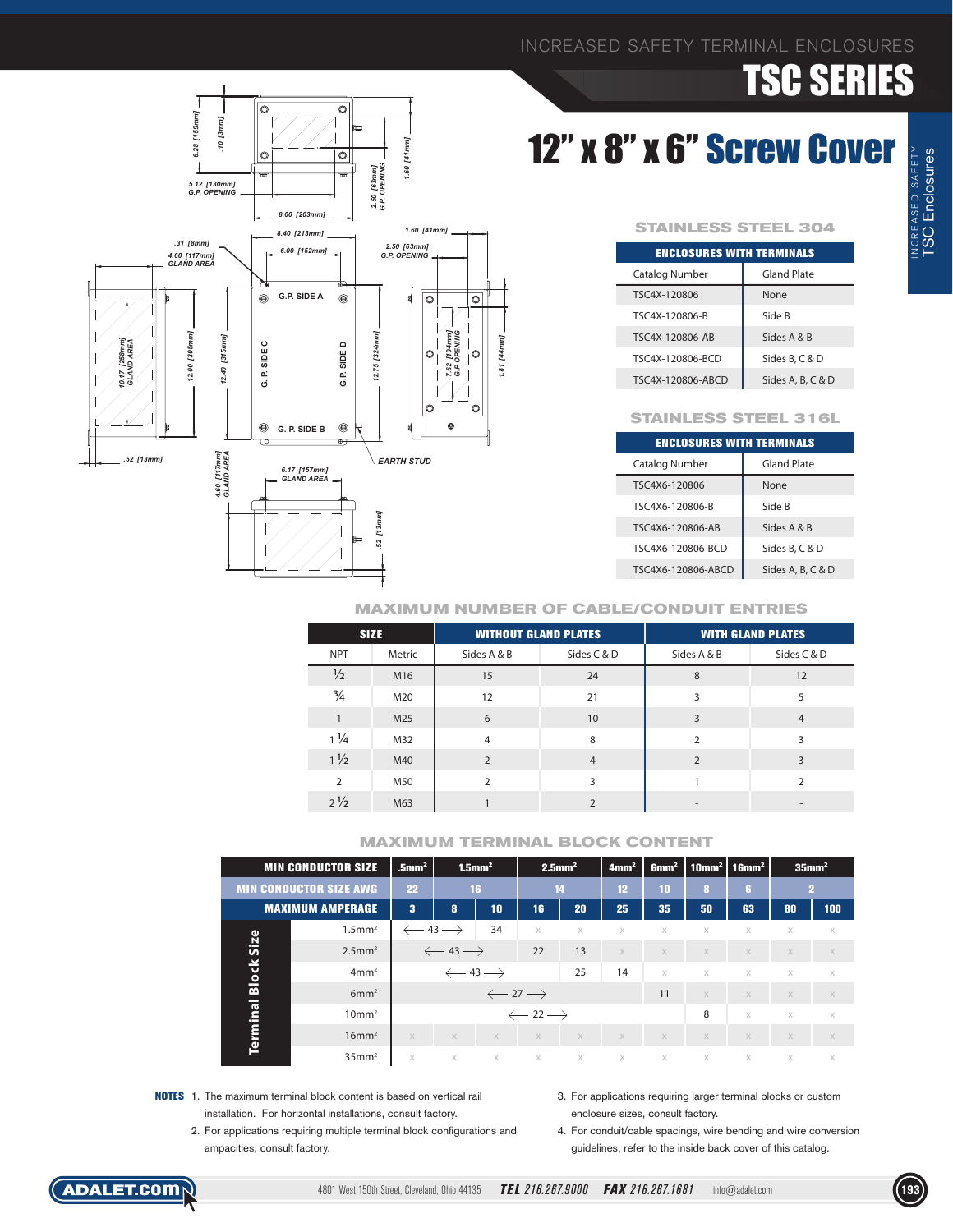# 12" x 8" x 6" Screw Cover

### STAINLESS STEEL 304

| ENCLOSURES WITH TERMINALS | |
|---|---|
| Catalog Number | Gland Plate |
| TSC4X-120806 | None |
| TSC4X-120806-B | Side B |
| TSC4X-120806-AB | Sides A & B |
| TSC4X-120806-BCD | Sides B, C & D |
| TSC4X-120806-ABCD | Sides A, B, C & D |

### STAINLESS STEEL 316L

| ENCLOSURES WITH TERMINALS | |
|---|---|
| Catalog Number | Gland Plate |
| TSC4X6-120806 | None |
| TSC4X6-120806-B | Side B |
| TSC4X6-120806-AB | Sides A & B |
| TSC4X6-120806-BCD | Sides B, C & D |
| TSC4X6-120806-ABCD | Sides A, B, C & D |

### MAXIMUM NUMBER OF CABLE/CONDUIT ENTRIES

| SIZE | | WITHOUT GLAND PLATES | | WITH GLAND PLATES | |
|---|---|---|---|---|---|
| NPT | Metric | Sides A & B | Sides C & D | Sides A & B | Sides C & D |
| ½ | M16 | 15 | 24 | 8 | 12 |
| ¾ | M20 | 12 | 21 | 3 | 5 |
| 1 | M25 | 6 | 10 | 3 | 4 |
| 1 ¼ | M32 | 4 | 8 | 2 | 3 |
| 1 ½ | M40 | 2 | 4 | 2 | 3 |
| 2 | M50 | 2 | 3 | 1 | 2 |
| 2 ½ | M63 | 1 | 2 | - | - |

### MAXIMUM TERMINAL BLOCK CONTENT

| | MIN CONDUCTOR SIZE | .5mm² | 1.5mm² | | 2.5mm² | | 4mm² | 6mm² | 10mm² | 16mm² | 35mm² | |
|---|---|---|---|---|---|---|---|---|---|---|---|---|
| | MIN CONDUCTOR SIZE AWG | 22 | 16 | | 14 | | 12 | 10 | 8 | 6 | 2 | |
| | MAXIMUM AMPERAGE | 3 | 8 | 10 | 16 | 20 | 25 | 35 | 50 | 63 | 80 | 100 |
| Terminal Block Size | 1.5mm² | ← 43 → | | 34 | x | x | x | x | x | x | x | x |
| | 2.5mm² | ← 43 → | | | 22 | 13 | x | x | x | x | x | x |
| | 4mm² | ← 43 → | | | | 25 | 14 | x | x | x | x | x |
| | 6mm² | ← 27 → | | | | | | 11 | x | x | x | x |
| | 10mm² | ← 22 → | | | | | | | 8 | x | x | x |
| | 16mm² | x | x | x | x | x | x | x | x | x | x | x |
| | 35mm² | x | x | x | x | x | x | x | x | x | x | x |

**NOTES**

1. The maximum terminal block content is based on vertical rail installation. For horizontal installations, consult factory.
2. For applications requiring multiple terminal block configurations and ampacities, consult factory.
3. For applications requiring larger terminal blocks or custom enclosure sizes, consult factory.
4. For conduit/cable spacings, wire bending and wire conversion guidelines, refer to the inside back cover of this catalog.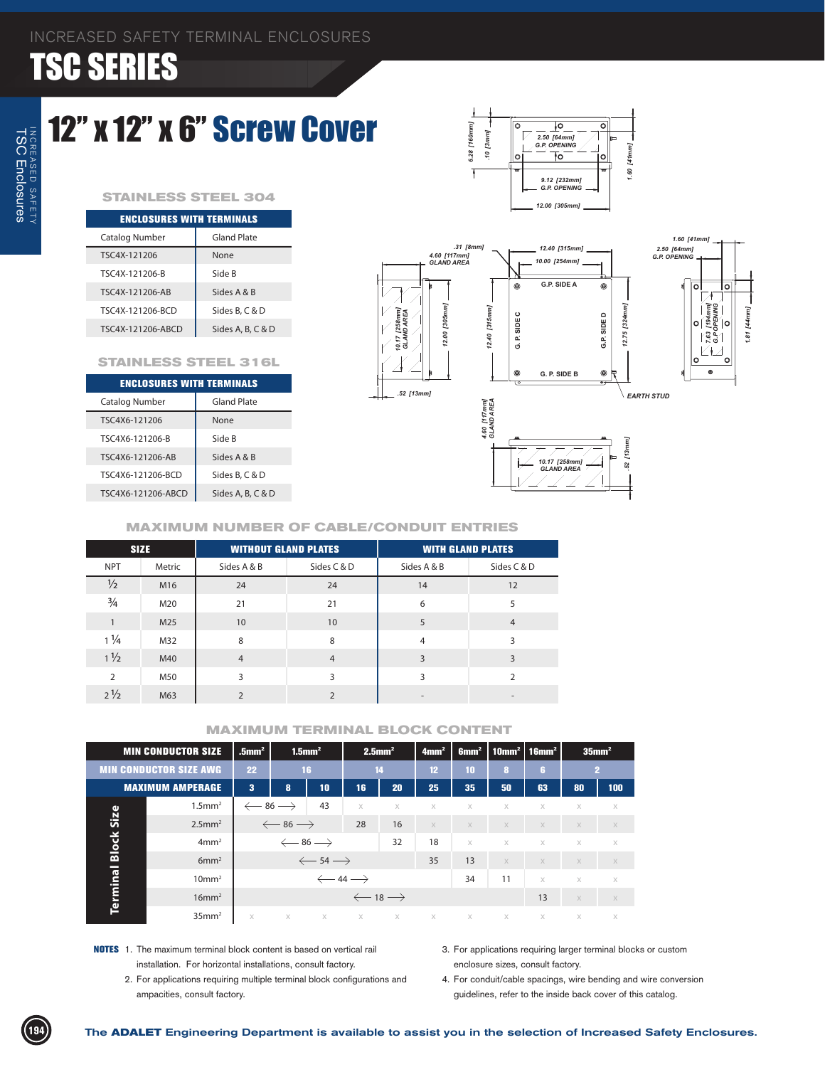INCREASED SAFETY TERMINAL ENCLOSURES

# TSC SERIES

## 12" x 12" x 6" Screw Cover

### STAINLESS STEEL 304

| ENCLOSURES WITH TERMINALS | |
|---|---|
| Catalog Number | Gland Plate |
| TSC4X-121206 | None |
| TSC4X-121206-B | Side B |
| TSC4X-121206-AB | Sides A & B |
| TSC4X-121206-BCD | Sides B, C & D |
| TSC4X-121206-ABCD | Sides A, B, C & D |

### STAINLESS STEEL 316L

| ENCLOSURES WITH TERMINALS | |
|---|---|
| Catalog Number | Gland Plate |
| TSC4X6-121206 | None |
| TSC4X6-121206-B | Side B |
| TSC4X6-121206-AB | Sides A & B |
| TSC4X6-121206-BCD | Sides B, C & D |
| TSC4X6-121206-ABCD | Sides A, B, C & D |

6.28 [160mm] .10 [3mm] 2.50 [64mm] G.P. OPENING 9.12 [232mm] G.P. OPENING 12.00 [305mm] 1.60 [41mm]

.31 [8mm] 4.60 [117mm] GLAND AREA 10.17 [258mm] GLAND AREA 12.00 [305mm] .52 [13mm] 12.40 [315mm] 10.00 [254mm] G.P. SIDE A G.P. SIDE C G.P. SIDE D G. P. SIDE B 12.40 [315mm] 12.75 [324mm] EARTH STUD 1.60 [41mm] 2.50 [64mm] G.P. OPENING 7.63 [194mm] G.P. OPENING 1.81 [44mm] 4.60 [117mm] GLAND AREA 10.17 [258mm] GLAND AREA .52 [13mm]

### MAXIMUM NUMBER OF CABLE/CONDUIT ENTRIES

| SIZE | | WITHOUT GLAND PLATES | | WITH GLAND PLATES | |
|---|---|---|---|---|---|
| NPT | Metric | Sides A & B | Sides C & D | Sides A & B | Sides C & D |
| ½ | M16 | 24 | 24 | 14 | 12 |
| ¾ | M20 | 21 | 21 | 6 | 5 |
| 1 | M25 | 10 | 10 | 5 | 4 |
| 1 ¼ | M32 | 8 | 8 | 4 | 3 |
| 1 ½ | M40 | 4 | 4 | 3 | 3 |
| 2 | M50 | 3 | 3 | 3 | 2 |
| 2 ½ | M63 | 2 | 2 | - | - |

### MAXIMUM TERMINAL BLOCK CONTENT

| MIN CONDUCTOR SIZE | .5mm² | 1.5mm² | | 2.5mm² | | 4mm² | 6mm² | 10mm² | 16mm² | 35mm² | |
|---|---|---|---|---|---|---|---|---|---|---|---|
| MIN CONDUCTOR SIZE AWG | 22 | 16 | | 14 | | 12 | 10 | 8 | 6 | 2 | |
| MAXIMUM AMPERAGE | 3 | 8 | 10 | 16 | 20 | 25 | 35 | 50 | 63 | 80 | 100 |
| Terminal Block Size 1.5mm² | ⟵ 86 ⟶ | | 43 | x | x | x | x | x | x | x | x |
| 2.5mm² | ⟵ 86 ⟶ | | | 28 | 16 | x | x | x | x | x | x |
| 4mm² | ⟵ 86 ⟶ | | | | 32 | 18 | x | x | x | x | x |
| 6mm² | ⟵ 54 ⟶ | | | | | 35 | 13 | x | x | x | x |
| 10mm² | ⟵ 44 ⟶ | | | | | | 34 | 11 | x | x | x |
| 16mm² | ⟵ 18 ⟶ | | | | | | | | 13 | x | x |
| 35mm² | x | x | x | x | x | x | x | x | x | x | x |

**NOTES**

1. The maximum terminal block content is based on vertical rail installation. For horizontal installations, consult factory.
2. For applications requiring multiple terminal block configurations and ampacities, consult factory.
3. For applications requiring larger terminal blocks or custom enclosure sizes, consult factory.
4. For conduit/cable spacings, wire bending and wire conversion guidelines, refer to the inside back cover of this catalog.

The **ADALET** Engineering Department is available to assist you in the selection of Increased Safety Enclosures.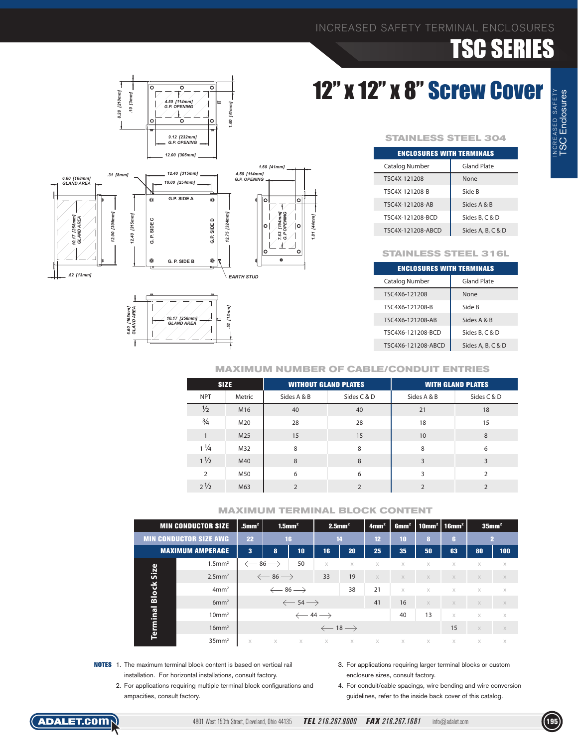# TSC SERIES

INCREASED SAFETY TERMINAL ENCLOSURES

## 12" x 12" x 8" Screw Cover

### STAINLESS STEEL 304

| ENCLOSURES WITH TERMINALS | |
|---|---|
| Catalog Number | Gland Plate |
| TSC4X-121208 | None |
| TSC4X-121208-B | Side B |
| TSC4X-121208-AB | Sides A & B |
| TSC4X-121208-BCD | Sides B, C & D |
| TSC4X-121208-ABCD | Sides A, B, C & D |

### STAINLESS STEEL 316L

| ENCLOSURES WITH TERMINALS | |
|---|---|
| Catalog Number | Gland Plate |
| TSC4X6-121208 | None |
| TSC4X6-121208-B | Side B |
| TSC4X6-121208-AB | Sides A & B |
| TSC4X6-121208-BCD | Sides B, C & D |
| TSC4X6-121208-ABCD | Sides A, B, C & D |

### MAXIMUM NUMBER OF CABLE/CONDUIT ENTRIES

| SIZE | | WITHOUT GLAND PLATES | | WITH GLAND PLATES | |
|---|---|---|---|---|---|
| NPT | Metric | Sides A & B | Sides C & D | Sides A & B | Sides C & D |
| ½ | M16 | 40 | 40 | 21 | 18 |
| ¾ | M20 | 28 | 28 | 18 | 15 |
| 1 | M25 | 15 | 15 | 10 | 8 |
| 1 ¼ | M32 | 8 | 8 | 8 | 6 |
| 1 ½ | M40 | 8 | 8 | 3 | 3 |
| 2 | M50 | 6 | 6 | 3 | 2 |
| 2 ½ | M63 | 2 | 2 | 2 | 2 |

### MAXIMUM TERMINAL BLOCK CONTENT

| MIN CONDUCTOR SIZE | $.5mm^2$ | $1.5mm^2$ | | $2.5mm^2$ | | $4mm^2$ | $6mm^2$ | $10mm^2$ | $16mm^2$ | $35mm^2$ | |
|---|---|---|---|---|---|---|---|---|---|---|---|
| MIN CONDUCTOR SIZE AWG | 22 | 16 | | 14 | | 12 | 10 | 8 | 6 | 2 | |
| MAXIMUM AMPERAGE | 3 | 8 | 10 | 16 | 20 | 25 | 35 | 50 | 63 | 80 | 100 |
| Terminal Block Size $1.5mm^2$ | ← 86 → | | 50 | x | x | x | x | x | x | x | x |
| $2.5mm^2$ | ← 86 → | | | 33 | 19 | x | x | x | x | x | x |
| $4mm^2$ | ← 86 → | | | | 38 | 21 | x | x | x | x | x |
| $6mm^2$ | ← 54 → | | | | | 41 | 16 | x | x | x | x |
| $10mm^2$ | ← 44 → | | | | | | 40 | 13 | x | x | x |
| $16mm^2$ | ← 18 → | | | | | | | | 15 | x | x |
| $35mm^2$ | x | x | x | x | x | x | x | x | x | x | x |

**NOTES**

1. The maximum terminal block content is based on vertical rail installation. For horizontal installations, consult factory.
2. For applications requiring multiple terminal block configurations and ampacities, consult factory.
3. For applications requiring larger terminal blocks or custom enclosure sizes, consult factory.
4. For conduit/cable spacings, wire bending and wire conversion guidelines, refer to the inside back cover of this catalog.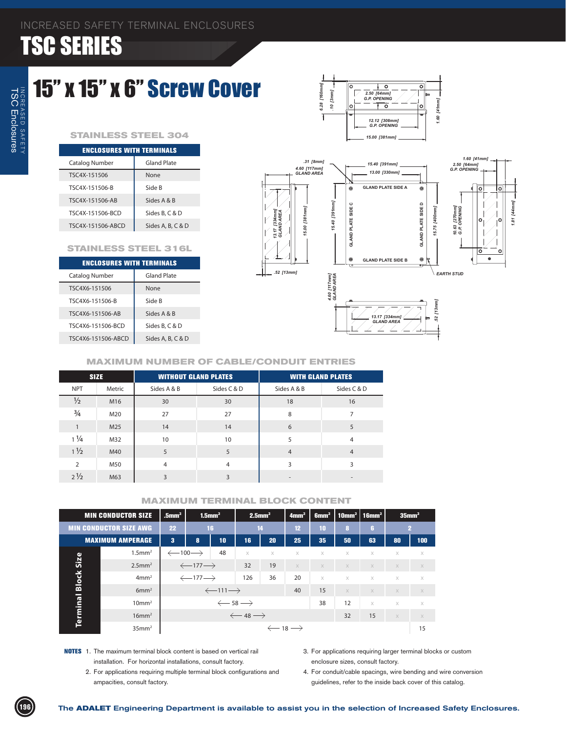INCREASED SAFETY TERMINAL ENCLOSURES

# TSC SERIES

## 15" x 15" x 6" Screw Cover

### STAINLESS STEEL 304

| ENCLOSURES WITH TERMINALS | |
|---|---|
| Catalog Number | Gland Plate |
| TSC4X-151506 | None |
| TSC4X-151506-B | Side B |
| TSC4X-151506-AB | Sides A & B |
| TSC4X-151506-BCD | Sides B, C & D |
| TSC4X-151506-ABCD | Sides A, B, C & D |

### STAINLESS STEEL 316L

| ENCLOSURES WITH TERMINALS | |
|---|---|
| Catalog Number | Gland Plate |
| TSC4X6-151506 | None |
| TSC4X6-151506-B | Side B |
| TSC4X6-151506-AB | Sides A & B |
| TSC4X6-151506-BCD | Sides B, C & D |
| TSC4X6-151506-ABCD | Sides A, B, C & D |

6.28 [160mm] .10 [3mm] 2.50 [64mm] G.P. OPENING 1.60 [41mm] 12.12 [308mm] G.P. OPENING 15.00 [381mm]

.31 [8mm] 4.60 [117mm] GLAND AREA 15.40 [391mm] 13.00 [330mm] 1.60 [41mm] 2.50 [64mm] G.P. OPENING 13.17 [334mm] GLAND AREA 15.00 [381mm] 15.40 [391mm] GLAND PLATE SIDE A GLAND PLATE SIDE C GLAND PLATE SIDE D GLAND PLATE SIDE B 15.75 [400mm] 10.63 [270mm] G.P. OPENING 1.81 [44mm] .52 [13mm] EARTH STUD 4.60 [117mm] GLAND AREA 13.17 [334mm] GLAND AREA .52 [13mm]

### MAXIMUM NUMBER OF CABLE/CONDUIT ENTRIES

| SIZE | | WITHOUT GLAND PLATES | | WITH GLAND PLATES | |
|---|---|---|---|---|---|
| NPT | Metric | Sides A & B | Sides C & D | Sides A & B | Sides C & D |
| ½ | M16 | 30 | 30 | 18 | 16 |
| ¾ | M20 | 27 | 27 | 8 | 7 |
| 1 | M25 | 14 | 14 | 6 | 5 |
| 1 ¼ | M32 | 10 | 10 | 5 | 4 |
| 1 ½ | M40 | 5 | 5 | 4 | 4 |
| 2 | M50 | 4 | 4 | 3 | 3 |
| 2 ½ | M63 | 3 | 3 | - | - |

### MAXIMUM TERMINAL BLOCK CONTENT

| MIN CONDUCTOR SIZE | .5mm² | 1.5mm² | | 2.5mm² | | 4mm² | 6mm² | 10mm² | 16mm² | 35mm² | |
|---|---|---|---|---|---|---|---|---|---|---|---|
| MIN CONDUCTOR SIZE AWG | 22 | 16 | | 14 | | 12 | 10 | 8 | 6 | 2 | |
| MAXIMUM AMPERAGE | 3 | 8 | 10 | 16 | 20 | 25 | 35 | 50 | 63 | 80 | 100 |
| Terminal Block Size 1.5mm² | ⟵100⟶ | | 48 | x | x | x | x | x | x | x | x |
| 2.5mm² | ⟵177⟶ | | | 32 | 19 | x | x | x | x | x | x |
| 4mm² | ⟵177⟶ | | | 126 | 36 | 20 | x | x | x | x | x |
| 6mm² | ⟵111⟶ | | | | | 40 | 15 | x | x | x | x |
| 10mm² | ⟵58⟶ | | | | | | 38 | 12 | x | x | x |
| 16mm² | ⟵48⟶ | | | | | | | 32 | 15 | x | x |
| 35mm² | ⟵18⟶ | | | | | | | | | | 15 |

**NOTES**

1. The maximum terminal block content is based on vertical rail installation. For horizontal installations, consult factory.
2. For applications requiring multiple terminal block configurations and ampacities, consult factory.
3. For applications requiring larger terminal blocks or custom enclosure sizes, consult factory.
4. For conduit/cable spacings, wire bending and wire conversion guidelines, refer to the inside back cover of this catalog.

The **ADALET** Engineering Department is available to assist you in the selection of Increased Safety Enclosures.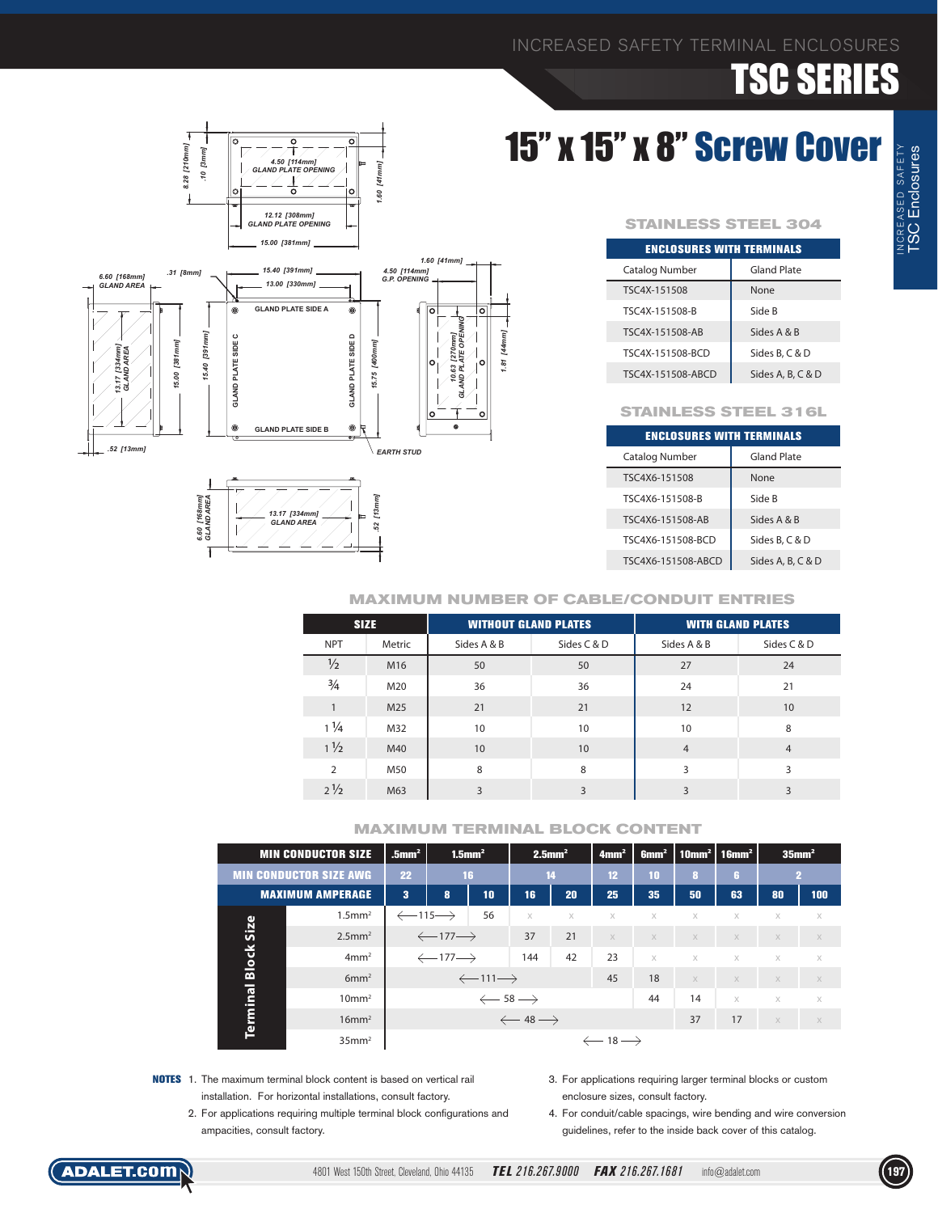# INCREASED SAFETY TERMINAL ENCLOSURES

# TSC SERIES

## 15" x 15" x 8" Screw Cover

4.50 [114mm] GLAND PLATE OPENING
12.12 [308mm] GLAND PLATE OPENING
15.00 [381mm]
8.28 [210mm]
.10 [3mm]
1.60 [41mm]
6.60 [168mm] GLAND AREA
.31 [8mm]
15.40 [391mm]
13.00 [330mm]
4.50 [114mm] G.P. OPENING
1.60 [41mm]
13.17 [334mm] GLAND AREA
15.00 [381mm]
15.40 [391mm]
GLAND PLATE SIDE A
GLAND PLATE SIDE B
GLAND PLATE SIDE C
GLAND PLATE SIDE D
15.75 [400mm]
10.63 [270mm] GLAND PLATE OPENING
1.81 [44mm]
.52 [13mm]
EARTH STUD
6.60 [168mm] GLAND AREA
13.17 [334mm] GLAND AREA
.52 [13mm]

### STAINLESS STEEL 304

| ENCLOSURES WITH TERMINALS | |
|---|---|
| Catalog Number | Gland Plate |
| TSC4X-151508 | None |
| TSC4X-151508-B | Side B |
| TSC4X-151508-AB | Sides A & B |
| TSC4X-151508-BCD | Sides B, C & D |
| TSC4X-151508-ABCD | Sides A, B, C & D |

### STAINLESS STEEL 316L

| ENCLOSURES WITH TERMINALS | |
|---|---|
| Catalog Number | Gland Plate |
| TSC4X6-151508 | None |
| TSC4X6-151508-B | Side B |
| TSC4X6-151508-AB | Sides A & B |
| TSC4X6-151508-BCD | Sides B, C & D |
| TSC4X6-151508-ABCD | Sides A, B, C & D |

### MAXIMUM NUMBER OF CABLE/CONDUIT ENTRIES

| SIZE | | WITHOUT GLAND PLATES | | WITH GLAND PLATES | |
|---|---|---|---|---|---|
| NPT | Metric | Sides A & B | Sides C & D | Sides A & B | Sides C & D |
| ½ | M16 | 50 | 50 | 27 | 24 |
| ¾ | M20 | 36 | 36 | 24 | 21 |
| 1 | M25 | 21 | 21 | 12 | 10 |
| 1 ¼ | M32 | 10 | 10 | 10 | 8 |
| 1 ½ | M40 | 10 | 10 | 4 | 4 |
| 2 | M50 | 8 | 8 | 3 | 3 |
| 2 ½ | M63 | 3 | 3 | 3 | 3 |

### MAXIMUM TERMINAL BLOCK CONTENT

| MIN CONDUCTOR SIZE | .5mm² | 1.5mm² | | 2.5mm² | | 4mm² | 6mm² | 10mm² | 16mm² | 35mm² | |
|---|---|---|---|---|---|---|---|---|---|---|---|
| MIN CONDUCTOR SIZE AWG | 22 | 16 | | 14 | | 12 | 10 | 8 | 6 | 2 | |
| MAXIMUM AMPERAGE | 3 | 8 | 10 | 16 | 20 | 25 | 35 | 50 | 63 | 80 | 100 |
| **Terminal Block Size** 1.5mm² | ⟵115⟶ | | 56 | x | x | x | x | x | x | x | x |
| 2.5mm² | ⟵177⟶ | | | 37 | 21 | x | x | x | x | x | x |
| 4mm² | ⟵177⟶ | | | 144 | 42 | 23 | x | x | x | x | x |
| 6mm² | ⟵111⟶ | | | | | 45 | 18 | x | x | x | x |
| 10mm² | ⟵ 58 ⟶ | | | | | | 44 | 14 | x | x | x |
| 16mm² | ⟵ 48 ⟶ | | | | | | | 37 | 17 | x | x |
| 35mm² | ⟵ 18 ⟶ | | | | | | | | | | |

**NOTES**

1. The maximum terminal block content is based on vertical rail installation. For horizontal installations, consult factory.
2. For applications requiring multiple terminal block configurations and ampacities, consult factory.
3. For applications requiring larger terminal blocks or custom enclosure sizes, consult factory.
4. For conduit/cable spacings, wire bending and wire conversion guidelines, refer to the inside back cover of this catalog.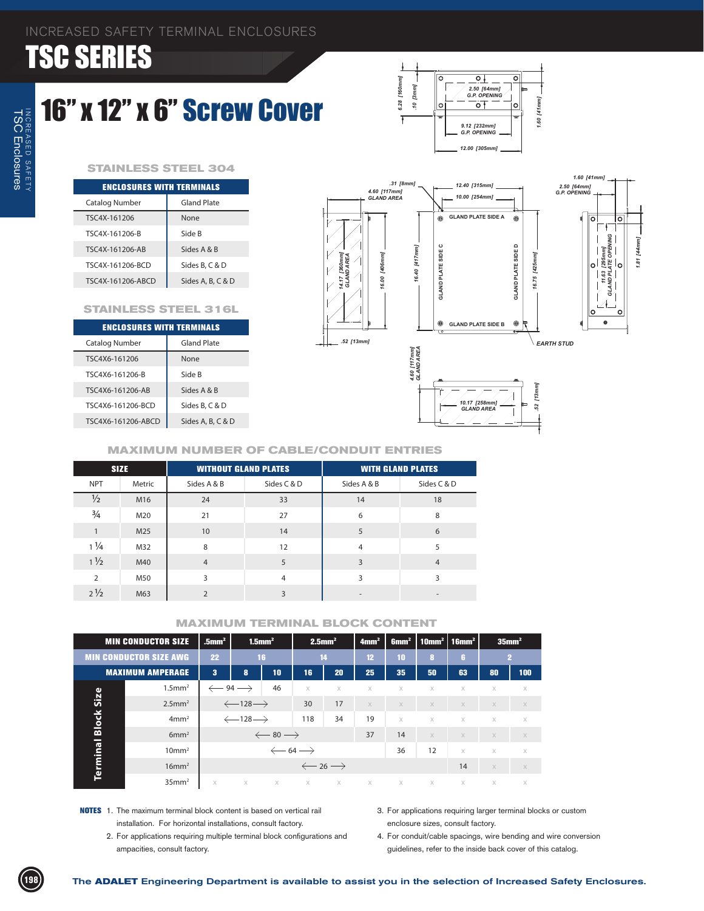INCREASED SAFETY TERMINAL ENCLOSURES

# TSC SERIES

## 16" x 12" x 6" Screw Cover

### STAINLESS STEEL 304

| ENCLOSURES WITH TERMINALS | |
|---|---|
| Catalog Number | Gland Plate |
| TSC4X-161206 | None |
| TSC4X-161206-B | Side B |
| TSC4X-161206-AB | Sides A & B |
| TSC4X-161206-BCD | Sides B, C & D |
| TSC4X-161206-ABCD | Sides A, B, C & D |

### STAINLESS STEEL 316L

| ENCLOSURES WITH TERMINALS | |
|---|---|
| Catalog Number | Gland Plate |
| TSC4X6-161206 | None |
| TSC4X6-161206-B | Side B |
| TSC4X6-161206-AB | Sides A & B |
| TSC4X6-161206-BCD | Sides B, C & D |
| TSC4X6-161206-ABCD | Sides A, B, C & D |

6.28 [160mm] · .10 [3mm] · 2.50 [64mm] G.P. OPENING · 9.12 [232mm] G.P. OPENING · 12.00 [305mm] · 1.60 [41mm]

.31 [8mm] · 4.60 [117mm] GLAND AREA · 12.40 [315mm] · 10.00 [254mm] · 1.60 [41mm] · 2.50 [64mm] G.P. OPENING · GLAND PLATE SIDE A · GLAND PLATE SIDE B · GLAND PLATE SIDE C · GLAND PLATE SIDE D · 14.17 [360mm] GLAND AREA · 16.00 [406mm] · 16.40 [417mm] · 16.75 [425mm] · 11.63 [295mm] GLAND PLATE OPENING · 1.81 [44mm] · .52 [13mm] · EARTH STUD · 4.60 [117mm] GLAND AREA · 10.17 [258mm] GLAND AREA · .52 [13mm]

### MAXIMUM NUMBER OF CABLE/CONDUIT ENTRIES

| SIZE | | WITHOUT GLAND PLATES | | WITH GLAND PLATES | |
|---|---|---|---|---|---|
| NPT | Metric | Sides A & B | Sides C & D | Sides A & B | Sides C & D |
| ½ | M16 | 24 | 33 | 14 | 18 |
| ¾ | M20 | 21 | 27 | 6 | 8 |
| 1 | M25 | 10 | 14 | 5 | 6 |
| 1 ¼ | M32 | 8 | 12 | 4 | 5 |
| 1 ½ | M40 | 4 | 5 | 3 | 4 |
| 2 | M50 | 3 | 4 | 3 | 3 |
| 2 ½ | M63 | 2 | 3 | - | - |

### MAXIMUM TERMINAL BLOCK CONTENT

| MIN CONDUCTOR SIZE | .5mm² | 1.5mm² | | 2.5mm² | | 4mm² | 6mm² | 10mm² | 16mm² | 35mm² | |
|---|---|---|---|---|---|---|---|---|---|---|---|
| MIN CONDUCTOR SIZE AWG | 22 | 16 | | 14 | | 12 | 10 | 8 | 6 | 2 | |
| MAXIMUM AMPERAGE | 3 | 8 | 10 | 16 | 20 | 25 | 35 | 50 | 63 | 80 | 100 |
| **Terminal Block Size** 1.5mm² | ⟵ 94 ⟶ | | 46 | x | x | x | x | x | x | x | x |
| 2.5mm² | ⟵128⟶ | | | 30 | 17 | x | x | x | x | x | x |
| 4mm² | ⟵128⟶ | | | 118 | 34 | 19 | x | x | x | x | x |
| 6mm² | ⟵ 80 ⟶ | | | | | 37 | 14 | x | x | x | x |
| 10mm² | ⟵ 64 ⟶ | | | | | | 36 | 12 | x | x | x |
| 16mm² | ⟵ 26 ⟶ | | | | | | | | 14 | x | x |
| 35mm² | x | x | x | x | x | x | x | x | x | x | x |

**NOTES**

1. The maximum terminal block content is based on vertical rail installation. For horizontal installations, consult factory.
2. For applications requiring multiple terminal block configurations and ampacities, consult factory.
3. For applications requiring larger terminal blocks or custom enclosure sizes, consult factory.
4. For conduit/cable spacings, wire bending and wire conversion guidelines, refer to the inside back cover of this catalog.

The **ADALET** Engineering Department is available to assist you in the selection of Increased Safety Enclosures.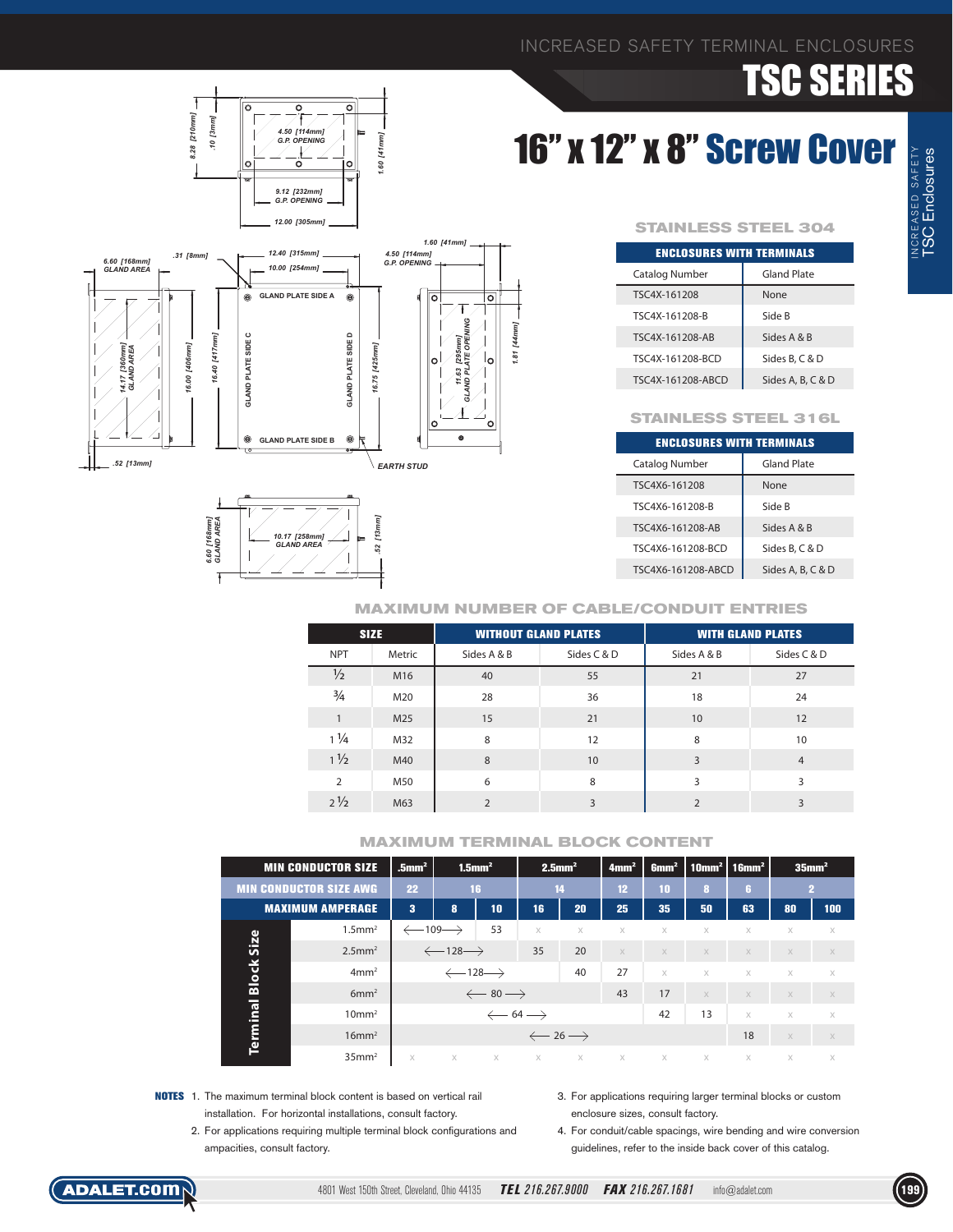# INCREASED SAFETY TERMINAL ENCLOSURES

# TSC SERIES

## 16" x 12" x 8" Screw Cover

4.50 [114mm] G.P. OPENING
9.12 [232mm] G.P. OPENING
12.00 [305mm]
8.28 [210mm]
.10 [3mm]
1.60 [41mm]
6.60 [168mm] GLAND AREA
.31 [8mm]
12.40 [315mm]
10.00 [254mm]
4.50 [114mm] G.P. OPENING
1.60 [41mm]
GLAND PLATE SIDE A
GLAND PLATE SIDE B
GLAND PLATE SIDE C
GLAND PLATE SIDE D
14.17 [360mm] GLAND AREA
16.00 [406mm]
16.40 [417mm]
16.75 [425mm]
11.63 [295mm] GLAND PLATE OPENING
1.81 [44mm]
.52 [13mm]
EARTH STUD
6.60 [168mm] GLAND AREA
10.17 [258mm] GLAND AREA
.52 [13mm]

### STAINLESS STEEL 304

| ENCLOSURES WITH TERMINALS | |
|---|---|
| Catalog Number | Gland Plate |
| TSC4X-161208 | None |
| TSC4X-161208-B | Side B |
| TSC4X-161208-AB | Sides A & B |
| TSC4X-161208-BCD | Sides B, C & D |
| TSC4X-161208-ABCD | Sides A, B, C & D |

### STAINLESS STEEL 316L

| ENCLOSURES WITH TERMINALS | |
|---|---|
| Catalog Number | Gland Plate |
| TSC4X6-161208 | None |
| TSC4X6-161208-B | Side B |
| TSC4X6-161208-AB | Sides A & B |
| TSC4X6-161208-BCD | Sides B, C & D |
| TSC4X6-161208-ABCD | Sides A, B, C & D |

### MAXIMUM NUMBER OF CABLE/CONDUIT ENTRIES

| SIZE | | WITHOUT GLAND PLATES | | WITH GLAND PLATES | |
|---|---|---|---|---|---|
| NPT | Metric | Sides A & B | Sides C & D | Sides A & B | Sides C & D |
| ½ | M16 | 40 | 55 | 21 | 27 |
| ¾ | M20 | 28 | 36 | 18 | 24 |
| 1 | M25 | 15 | 21 | 10 | 12 |
| 1 ¼ | M32 | 8 | 12 | 8 | 10 |
| 1 ½ | M40 | 8 | 10 | 3 | 4 |
| 2 | M50 | 6 | 8 | 3 | 3 |
| 2 ½ | M63 | 2 | 3 | 2 | 3 |

### MAXIMUM TERMINAL BLOCK CONTENT

| MIN CONDUCTOR SIZE | .5mm² | 1.5mm² | | 2.5mm² | | 4mm² | 6mm² | 10mm² | 16mm² | 35mm² | |
|---|---|---|---|---|---|---|---|---|---|---|---|
| MIN CONDUCTOR SIZE AWG | 22 | 16 | | 14 | | 12 | 10 | 8 | 6 | 2 | |
| MAXIMUM AMPERAGE | 3 | 8 | 10 | 16 | 20 | 25 | 35 | 50 | 63 | 80 | 100 |
| **Terminal Block Size** 1.5mm² | ⟵109⟶ | | 53 | x | x | x | x | x | x | x | x |
| 2.5mm² | ⟵128⟶ | | | 35 | 20 | x | x | x | x | x | x |
| 4mm² | ⟵128⟶ | | | | 40 | 27 | x | x | x | x | x |
| 6mm² | ⟵ 80 ⟶ | | | | | 43 | 17 | x | x | x | x |
| 10mm² | ⟵ 64 ⟶ | | | | | | 42 | 13 | x | x | x |
| 16mm² | ⟵ 26 ⟶ | | | | | | | | 18 | x | x |
| 35mm² | x | x | x | x | x | x | x | x | x | x | x |

**NOTES**

1. The maximum terminal block content is based on vertical rail installation. For horizontal installations, consult factory.
2. For applications requiring multiple terminal block configurations and ampacities, consult factory.
3. For applications requiring larger terminal blocks or custom enclosure sizes, consult factory.
4. For conduit/cable spacings, wire bending and wire conversion guidelines, refer to the inside back cover of this catalog.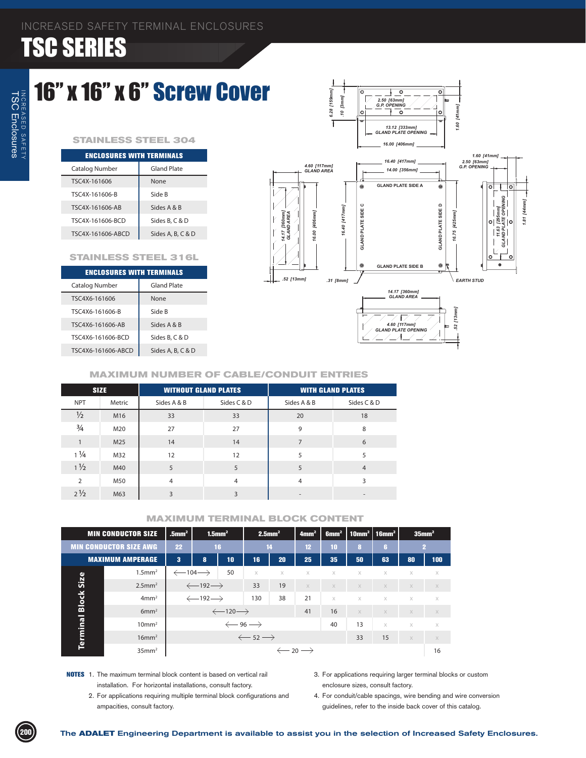INCREASED SAFETY TERMINAL ENCLOSURES

# TSC SERIES

## 16" x 16" x 6" Screw Cover

### STAINLESS STEEL 304

| ENCLOSURES WITH TERMINALS | |
|---|---|
| Catalog Number | Gland Plate |
| TSC4X-161606 | None |
| TSC4X-161606-B | Side B |
| TSC4X-161606-AB | Sides A & B |
| TSC4X-161606-BCD | Sides B, C & D |
| TSC4X-161606-ABCD | Sides A, B, C & D |

### STAINLESS STEEL 316L

| ENCLOSURES WITH TERMINALS | |
|---|---|
| Catalog Number | Gland Plate |
| TSC4X6-161606 | None |
| TSC4X6-161606-B | Side B |
| TSC4X6-161606-AB | Sides A & B |
| TSC4X6-161606-BCD | Sides B, C & D |
| TSC4X6-161606-ABCD | Sides A, B, C & D |

6.28 [159mm]
.10 [3mm]
2.50 [63mm] G.P. OPENING
1.60 [41mm]
13.12 [333mm] GLAND PLATE OPENING
16.00 [406mm]
4.60 [117mm] GLAND AREA
16.40 [417mm]
14.00 [356mm]
1.60 [41mm]
2.50 [63mm] G.P. OPENING
GLAND PLATE SIDE A
14.17 [360mm] GLAND AREA
16.00 [406mm]
16.40 [417mm]
GLAND PLATE SIDE C
GLAND PLATE SIDE D
16.75 [425mm]
11.63 [295mm] GLAND PLATE OPENING
1.81 [44mm]
GLAND PLATE SIDE B
.52 [13mm]
.31 [8mm]
EARTH STUD
14.17 [360mm] GLAND AREA
4.60 [117mm] GLAND PLATE OPENING
.52 [13mm]

### MAXIMUM NUMBER OF CABLE/CONDUIT ENTRIES

| SIZE | | WITHOUT GLAND PLATES | | WITH GLAND PLATES | |
|---|---|---|---|---|---|
| NPT | Metric | Sides A & B | Sides C & D | Sides A & B | Sides C & D |
| ½ | M16 | 33 | 33 | 20 | 18 |
| ¾ | M20 | 27 | 27 | 9 | 8 |
| 1 | M25 | 14 | 14 | 7 | 6 |
| 1 ¼ | M32 | 12 | 12 | 5 | 5 |
| 1 ½ | M40 | 5 | 5 | 5 | 4 |
| 2 | M50 | 4 | 4 | 4 | 3 |
| 2 ½ | M63 | 3 | 3 | - | - |

### MAXIMUM TERMINAL BLOCK CONTENT

| MIN CONDUCTOR SIZE | .5mm² | 1.5mm² | | 2.5mm² | | 4mm² | 6mm² | 10mm² | 16mm² | 35mm² | |
|---|---|---|---|---|---|---|---|---|---|---|---|
| MIN CONDUCTOR SIZE AWG | 22 | 16 | | 14 | | 12 | 10 | 8 | 6 | 2 | |
| MAXIMUM AMPERAGE | 3 | 8 | 10 | 16 | 20 | 25 | 35 | 50 | 63 | 80 | 100 |
| Terminal Block Size 1.5mm² | ←104→ | | 50 | x | x | x | x | x | x | x | x |
| 2.5mm² | ←192→ | | | 33 | 19 | x | x | x | x | x | x |
| 4mm² | ←192→ | | | 130 | 38 | 21 | x | x | x | x | x |
| 6mm² | ←120→ | | | | | 41 | 16 | x | x | x | x |
| 10mm² | ← 96 → | | | | | | 40 | 13 | x | x | x |
| 16mm² | ← 52 → | | | | | | | 33 | 15 | x | x |
| 35mm² | ← 20 → | | | | | | | | | | 16 |

**NOTES**

1. The maximum terminal block content is based on vertical rail installation. For horizontal installations, consult factory.
2. For applications requiring multiple terminal block configurations and ampacities, consult factory.
3. For applications requiring larger terminal blocks or custom enclosure sizes, consult factory.
4. For conduit/cable spacings, wire bending and wire conversion guidelines, refer to the inside back cover of this catalog.

The **ADALET** Engineering Department is available to assist you in the selection of Increased Safety Enclosures.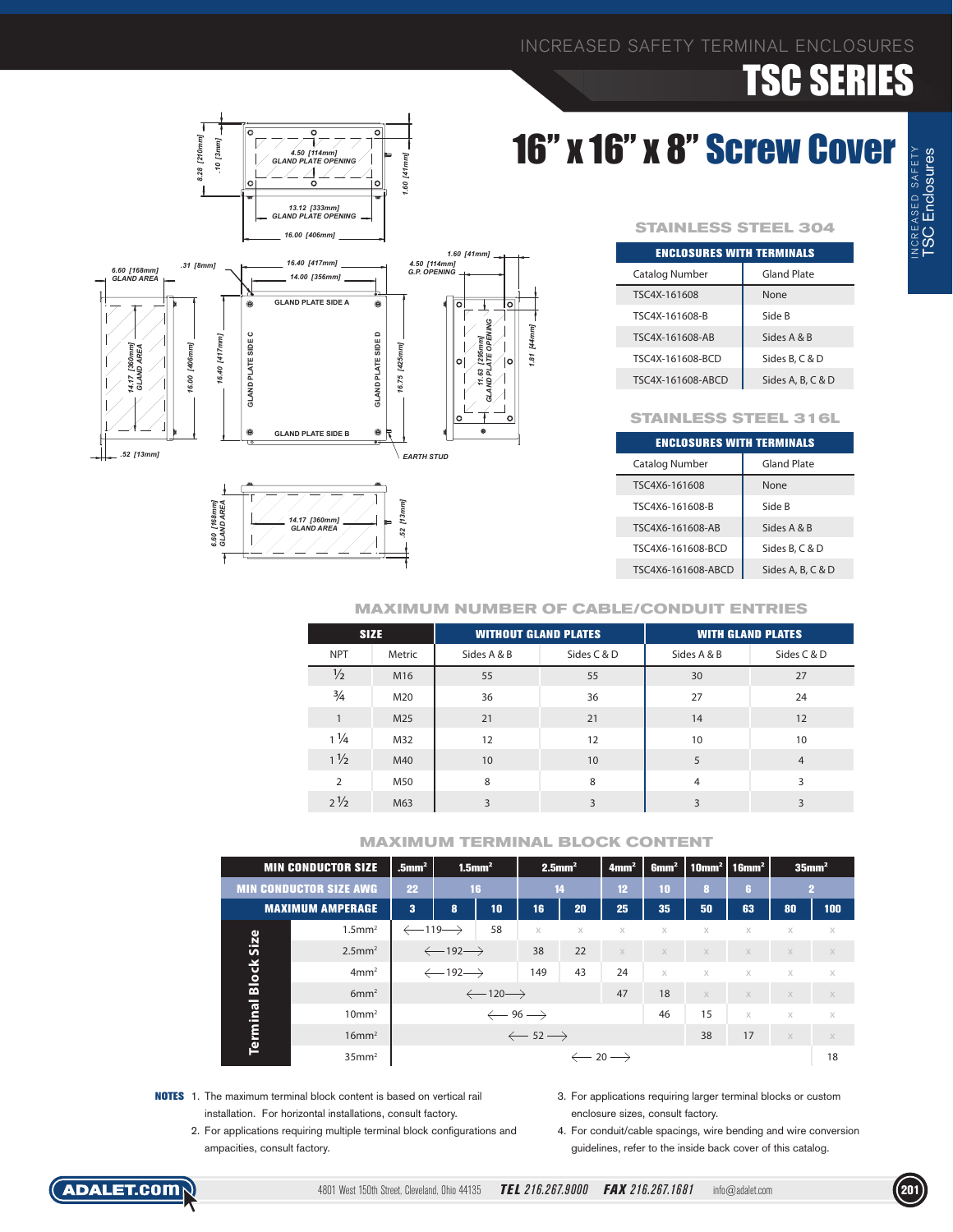# 16" x 16" x 8" Screw Cover

## STAINLESS STEEL 304

**ENCLOSURES WITH TERMINALS**

| Catalog Number | Gland Plate |
|---|---|
| TSC4X-161608 | None |
| TSC4X-161608-B | Side B |
| TSC4X-161608-AB | Sides A & B |
| TSC4X-161608-BCD | Sides B, C & D |
| TSC4X-161608-ABCD | Sides A, B, C & D |

## STAINLESS STEEL 316L

**ENCLOSURES WITH TERMINALS**

| Catalog Number | Gland Plate |
|---|---|
| TSC4X6-161608 | None |
| TSC4X6-161608-B | Side B |
| TSC4X6-161608-AB | Sides A & B |
| TSC4X6-161608-BCD | Sides B, C & D |
| TSC4X6-161608-ABCD | Sides A, B, C & D |

## MAXIMUM NUMBER OF CABLE/CONDUIT ENTRIES

| SIZE | | WITHOUT GLAND PLATES | | WITH GLAND PLATES | |
|---|---|---|---|---|---|
| NPT | Metric | Sides A & B | Sides C & D | Sides A & B | Sides C & D |
| ½ | M16 | 55 | 55 | 30 | 27 |
| ¾ | M20 | 36 | 36 | 27 | 24 |
| 1 | M25 | 21 | 21 | 14 | 12 |
| 1¼ | M32 | 12 | 12 | 10 | 10 |
| 1½ | M40 | 10 | 10 | 5 | 4 |
| 2 | M50 | 8 | 8 | 4 | 3 |
| 2½ | M63 | 3 | 3 | 3 | 3 |

## MAXIMUM TERMINAL BLOCK CONTENT

| MIN CONDUCTOR SIZE | .5mm² | 1.5mm² | | 2.5mm² | | 4mm² | 6mm² | 10mm² | 16mm² | 35mm² | |
|---|---|---|---|---|---|---|---|---|---|---|---|
| **MIN CONDUCTOR SIZE AWG** | 22 | 16 | | 14 | | 12 | 10 | 8 | 6 | 2 | |
| **MAXIMUM AMPERAGE** | 3 | 8 | 10 | 16 | 20 | 25 | 35 | 50 | 63 | 80 | 100 |
| **Terminal Block Size** 1.5mm² | ←119→ | | 58 | x | x | x | x | x | x | x | x |
| 2.5mm² | ←192→ | | | 38 | 22 | x | x | x | x | x | x |
| 4mm² | ←192→ | | | 149 | 43 | 24 | x | x | x | x | x |
| 6mm² | ←120→ | | | | | 47 | 18 | x | x | x | x |
| 10mm² | ← 96 → | | | | | | 46 | 15 | x | x | x |
| 16mm² | ← 52 → | | | | | | | 38 | 17 | x | x |
| 35mm² | ← 20 → | | | | | | | | | | 18 |

**NOTES**

1. The maximum terminal block content is based on vertical rail installation. For horizontal installations, consult factory.
2. For applications requiring multiple terminal block configurations and ampacities, consult factory.
3. For applications requiring larger terminal blocks or custom enclosure sizes, consult factory.
4. For conduit/cable spacings, wire bending and wire conversion guidelines, refer to the inside back cover of this catalog.